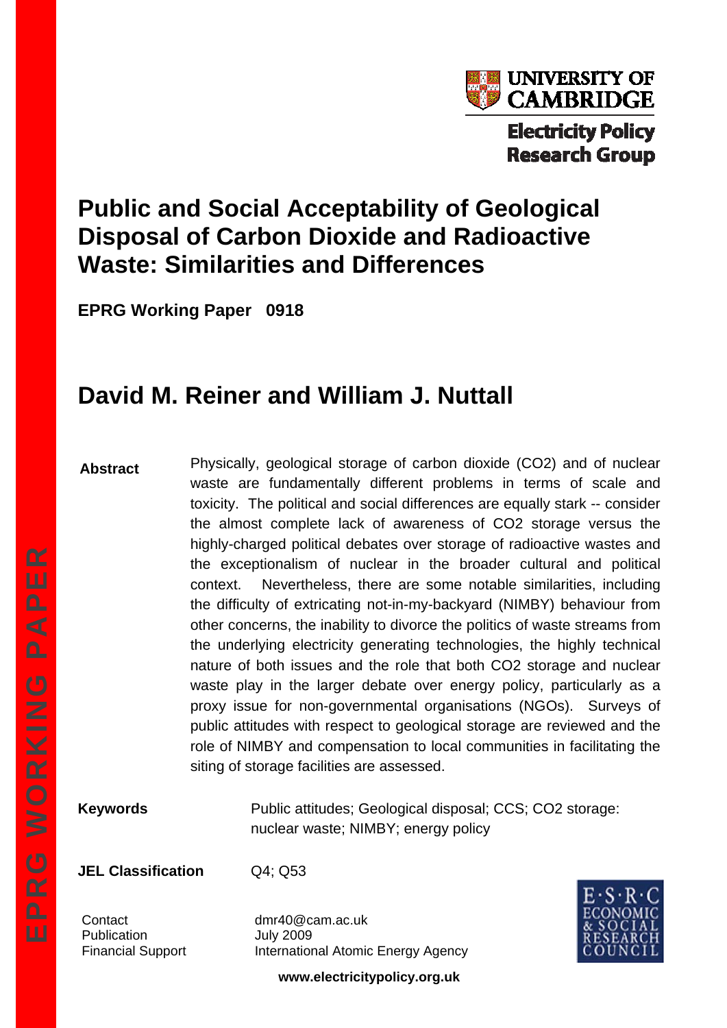UNIVERSITY OF CAMBRIDGE

Electricity Policy Research Group

# Public and Social Acceptability of Geological Disposal of Carbon Dioxide and Radioactive Waste: Similarities and Differences

**EPRG Working Paper 0918**

## David M. Reiner and William J. Nuttall

**Abstract**

Physically, geological storage of carbon dioxide (CO2) and of nuclear waste are fundamentally different problems in terms of scale and toxicity. The political and social differences are equally stark -- consider the almost complete lack of awareness of CO2 storage versus the highly-charged political debates over storage of radioactive wastes and the exceptionalism of nuclear in the broader cultural and political context. Nevertheless, there are some notable similarities, including the difficulty of extricating not-in-my-backyard (NIMBY) behaviour from other concerns, the inability to divorce the politics of waste streams from the underlying electricity generating technologies, the highly technical nature of both issues and the role that both CO2 storage and nuclear waste play in the larger debate over energy policy, particularly as a proxy issue for non-governmental organisations (NGOs). Surveys of public attitudes with respect to geological storage are reviewed and the role of NIMBY and compensation to local communities in facilitating the siting of storage facilities are assessed.

**Keywords** Public attitudes; Geological disposal; CCS; CO2 storage: nuclear waste; NIMBY; energy policy

**JEL Classification** Q4; Q53

Contact dmr40@cam.ac.uk
Publication July 2009
Financial Support International Atomic Energy Agency

E·S·R·C ECONOMIC & SOCIAL RESEARCH COUNCIL

**www.electricitypolicy.org.uk**

EPRG WORKING PAPER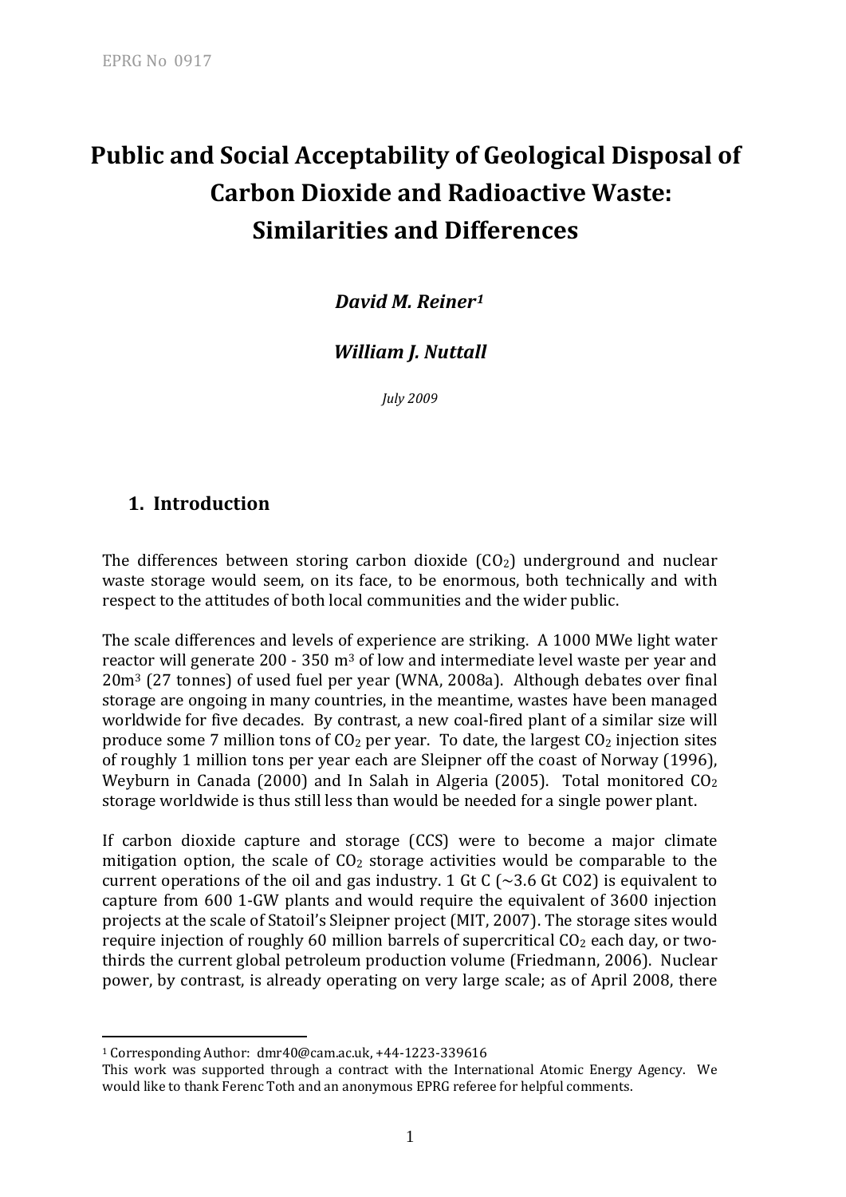# Public and Social Acceptability of Geological Disposal of Carbon Dioxide and Radioactive Waste: Similarities and Differences

***David M. Reiner[1]***

***William J. Nuttall***

*July 2009*

## 1. Introduction

The differences between storing carbon dioxide ($CO_2$) underground and nuclear waste storage would seem, on its face, to be enormous, both technically and with respect to the attitudes of both local communities and the wider public.

The scale differences and levels of experience are striking. A 1000 MWe light water reactor will generate 200 - 350 $m^3$ of low and intermediate level waste per year and 20$m^3$ (27 tonnes) of used fuel per year (WNA, 2008a). Although debates over final storage are ongoing in many countries, in the meantime, wastes have been managed worldwide for five decades. By contrast, a new coal-fired plant of a similar size will produce some 7 million tons of $CO_2$ per year. To date, the largest $CO_2$ injection sites of roughly 1 million tons per year each are Sleipner off the coast of Norway (1996), Weyburn in Canada (2000) and In Salah in Algeria (2005). Total monitored $CO_2$ storage worldwide is thus still less than would be needed for a single power plant.

If carbon dioxide capture and storage (CCS) were to become a major climate mitigation option, the scale of $CO_2$ storage activities would be comparable to the current operations of the oil and gas industry. 1 Gt C (~3.6 Gt CO2) is equivalent to capture from 600 1-GW plants and would require the equivalent of 3600 injection projects at the scale of Statoil's Sleipner project (MIT, 2007). The storage sites would require injection of roughly 60 million barrels of supercritical $CO_2$ each day, or two-thirds the current global petroleum production volume (Friedmann, 2006). Nuclear power, by contrast, is already operating on very large scale; as of April 2008, there

---

[1] Corresponding Author: dmr40@cam.ac.uk, +44-1223-339616

This work was supported through a contract with the International Atomic Energy Agency. We would like to thank Ferenc Toth and an anonymous EPRG referee for helpful comments.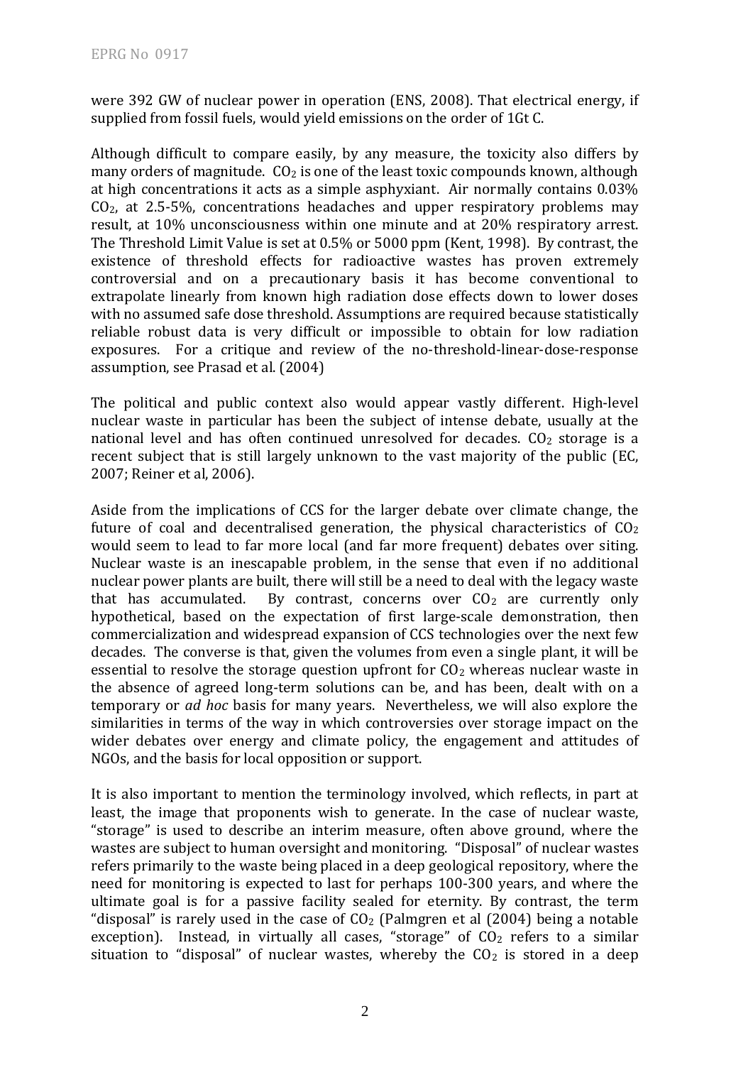were 392 GW of nuclear power in operation (ENS, 2008). That electrical energy, if supplied from fossil fuels, would yield emissions on the order of 1Gt C.

Although difficult to compare easily, by any measure, the toxicity also differs by many orders of magnitude. $CO_2$ is one of the least toxic compounds known, although at high concentrations it acts as a simple asphyxiant. Air normally contains 0.03% $CO_2$, at 2.5-5%, concentrations headaches and upper respiratory problems may result, at 10% unconsciousness within one minute and at 20% respiratory arrest. The Threshold Limit Value is set at 0.5% or 5000 ppm (Kent, 1998). By contrast, the existence of threshold effects for radioactive wastes has proven extremely controversial and on a precautionary basis it has become conventional to extrapolate linearly from known high radiation dose effects down to lower doses with no assumed safe dose threshold. Assumptions are required because statistically reliable robust data is very difficult or impossible to obtain for low radiation exposures. For a critique and review of the no-threshold-linear-dose-response assumption, see Prasad et al. (2004)

The political and public context also would appear vastly different. High-level nuclear waste in particular has been the subject of intense debate, usually at the national level and has often continued unresolved for decades. $CO_2$ storage is a recent subject that is still largely unknown to the vast majority of the public (EC, 2007; Reiner et al, 2006).

Aside from the implications of CCS for the larger debate over climate change, the future of coal and decentralised generation, the physical characteristics of $CO_2$ would seem to lead to far more local (and far more frequent) debates over siting. Nuclear waste is an inescapable problem, in the sense that even if no additional nuclear power plants are built, there will still be a need to deal with the legacy waste that has accumulated. By contrast, concerns over $CO_2$ are currently only hypothetical, based on the expectation of first large-scale demonstration, then commercialization and widespread expansion of CCS technologies over the next few decades. The converse is that, given the volumes from even a single plant, it will be essential to resolve the storage question upfront for $CO_2$ whereas nuclear waste in the absence of agreed long-term solutions can be, and has been, dealt with on a temporary or *ad hoc* basis for many years. Nevertheless, we will also explore the similarities in terms of the way in which controversies over storage impact on the wider debates over energy and climate policy, the engagement and attitudes of NGOs, and the basis for local opposition or support.

It is also important to mention the terminology involved, which reflects, in part at least, the image that proponents wish to generate. In the case of nuclear waste, "storage" is used to describe an interim measure, often above ground, where the wastes are subject to human oversight and monitoring. "Disposal" of nuclear wastes refers primarily to the waste being placed in a deep geological repository, where the need for monitoring is expected to last for perhaps 100-300 years, and where the ultimate goal is for a passive facility sealed for eternity. By contrast, the term "disposal" is rarely used in the case of $CO_2$ (Palmgren et al (2004) being a notable exception). Instead, in virtually all cases, "storage" of $CO_2$ refers to a similar situation to "disposal" of nuclear wastes, whereby the $CO_2$ is stored in a deep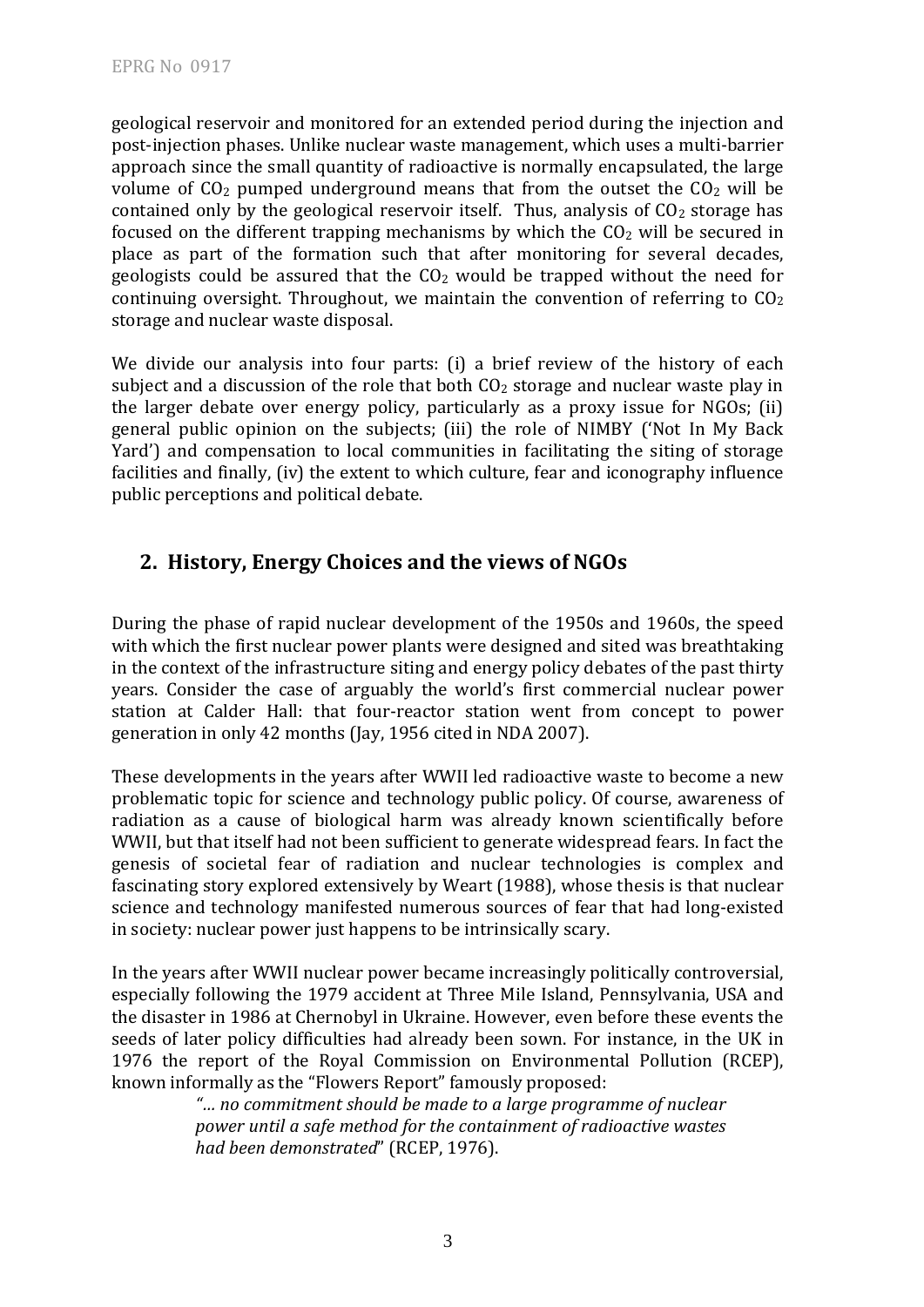geological reservoir and monitored for an extended period during the injection and post-injection phases. Unlike nuclear waste management, which uses a multi-barrier approach since the small quantity of radioactive is normally encapsulated, the large volume of $CO_2$ pumped underground means that from the outset the $CO_2$ will be contained only by the geological reservoir itself. Thus, analysis of $CO_2$ storage has focused on the different trapping mechanisms by which the $CO_2$ will be secured in place as part of the formation such that after monitoring for several decades, geologists could be assured that the $CO_2$ would be trapped without the need for continuing oversight. Throughout, we maintain the convention of referring to $CO_2$ storage and nuclear waste disposal.

We divide our analysis into four parts: (i) a brief review of the history of each subject and a discussion of the role that both $CO_2$ storage and nuclear waste play in the larger debate over energy policy, particularly as a proxy issue for NGOs; (ii) general public opinion on the subjects; (iii) the role of NIMBY ('Not In My Back Yard') and compensation to local communities in facilitating the siting of storage facilities and finally, (iv) the extent to which culture, fear and iconography influence public perceptions and political debate.

## 2. History, Energy Choices and the views of NGOs

During the phase of rapid nuclear development of the 1950s and 1960s, the speed with which the first nuclear power plants were designed and sited was breathtaking in the context of the infrastructure siting and energy policy debates of the past thirty years. Consider the case of arguably the world's first commercial nuclear power station at Calder Hall: that four-reactor station went from concept to power generation in only 42 months (Jay, 1956 cited in NDA 2007).

These developments in the years after WWII led radioactive waste to become a new problematic topic for science and technology public policy. Of course, awareness of radiation as a cause of biological harm was already known scientifically before WWII, but that itself had not been sufficient to generate widespread fears. In fact the genesis of societal fear of radiation and nuclear technologies is complex and fascinating story explored extensively by Weart (1988), whose thesis is that nuclear science and technology manifested numerous sources of fear that had long-existed in society: nuclear power just happens to be intrinsically scary.

In the years after WWII nuclear power became increasingly politically controversial, especially following the 1979 accident at Three Mile Island, Pennsylvania, USA and the disaster in 1986 at Chernobyl in Ukraine. However, even before these events the seeds of later policy difficulties had already been sown. For instance, in the UK in 1976 the report of the Royal Commission on Environmental Pollution (RCEP), known informally as the "Flowers Report" famously proposed:

> *"... no commitment should be made to a large programme of nuclear power until a safe method for the containment of radioactive wastes had been demonstrated*" (RCEP, 1976).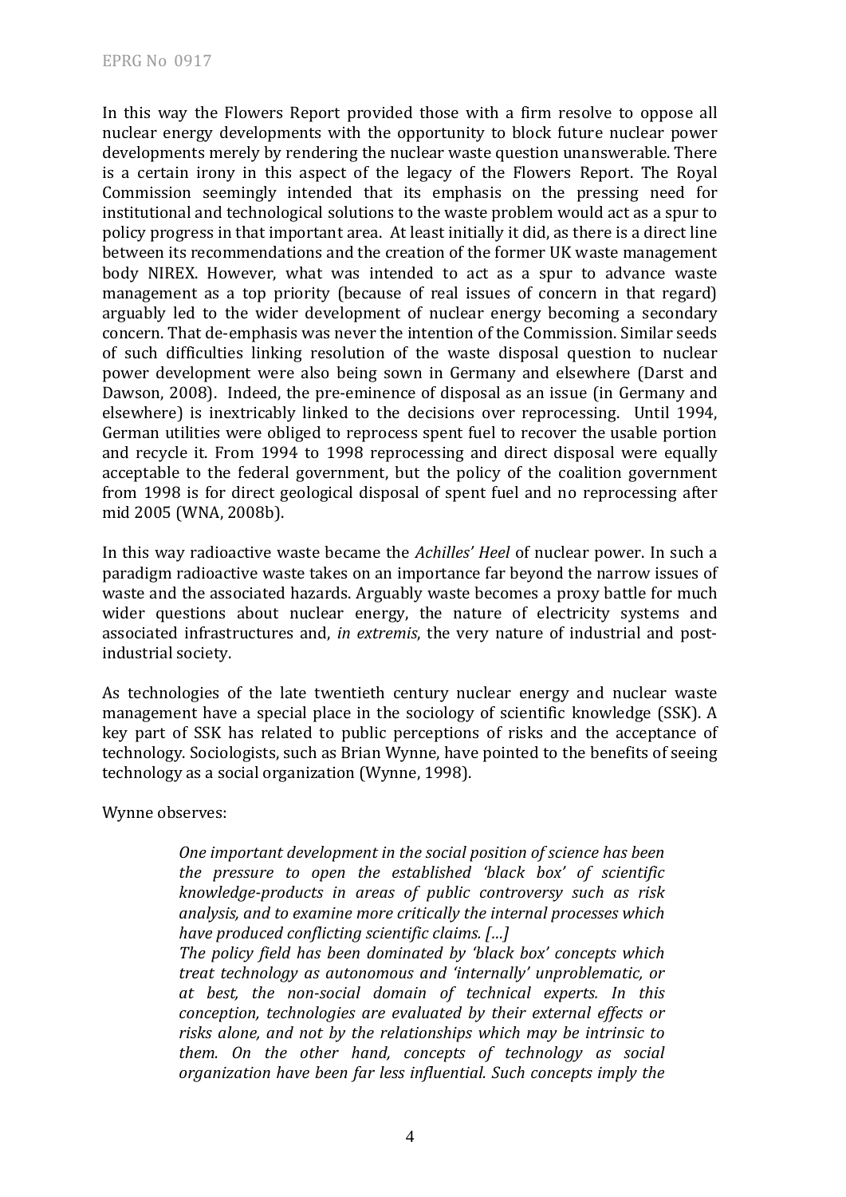In this way the Flowers Report provided those with a firm resolve to oppose all nuclear energy developments with the opportunity to block future nuclear power developments merely by rendering the nuclear waste question unanswerable. There is a certain irony in this aspect of the legacy of the Flowers Report. The Royal Commission seemingly intended that its emphasis on the pressing need for institutional and technological solutions to the waste problem would act as a spur to policy progress in that important area. At least initially it did, as there is a direct line between its recommendations and the creation of the former UK waste management body NIREX. However, what was intended to act as a spur to advance waste management as a top priority (because of real issues of concern in that regard) arguably led to the wider development of nuclear energy becoming a secondary concern. That de-emphasis was never the intention of the Commission. Similar seeds of such difficulties linking resolution of the waste disposal question to nuclear power development were also being sown in Germany and elsewhere (Darst and Dawson, 2008). Indeed, the pre-eminence of disposal as an issue (in Germany and elsewhere) is inextricably linked to the decisions over reprocessing. Until 1994, German utilities were obliged to reprocess spent fuel to recover the usable portion and recycle it. From 1994 to 1998 reprocessing and direct disposal were equally acceptable to the federal government, but the policy of the coalition government from 1998 is for direct geological disposal of spent fuel and no reprocessing after mid 2005 (WNA, 2008b).

In this way radioactive waste became the *Achilles' Heel* of nuclear power. In such a paradigm radioactive waste takes on an importance far beyond the narrow issues of waste and the associated hazards. Arguably waste becomes a proxy battle for much wider questions about nuclear energy, the nature of electricity systems and associated infrastructures and, *in extremis*, the very nature of industrial and post-industrial society.

As technologies of the late twentieth century nuclear energy and nuclear waste management have a special place in the sociology of scientific knowledge (SSK). A key part of SSK has related to public perceptions of risks and the acceptance of technology. Sociologists, such as Brian Wynne, have pointed to the benefits of seeing technology as a social organization (Wynne, 1998).

Wynne observes:

> *One important development in the social position of science has been the pressure to open the established 'black box' of scientific knowledge-products in areas of public controversy such as risk analysis, and to examine more critically the internal processes which have produced conflicting scientific claims. […]*
> *The policy field has been dominated by 'black box' concepts which treat technology as autonomous and 'internally' unproblematic, or at best, the non-social domain of technical experts. In this conception, technologies are evaluated by their external effects or risks alone, and not by the relationships which may be intrinsic to them. On the other hand, concepts of technology as social organization have been far less influential. Such concepts imply the*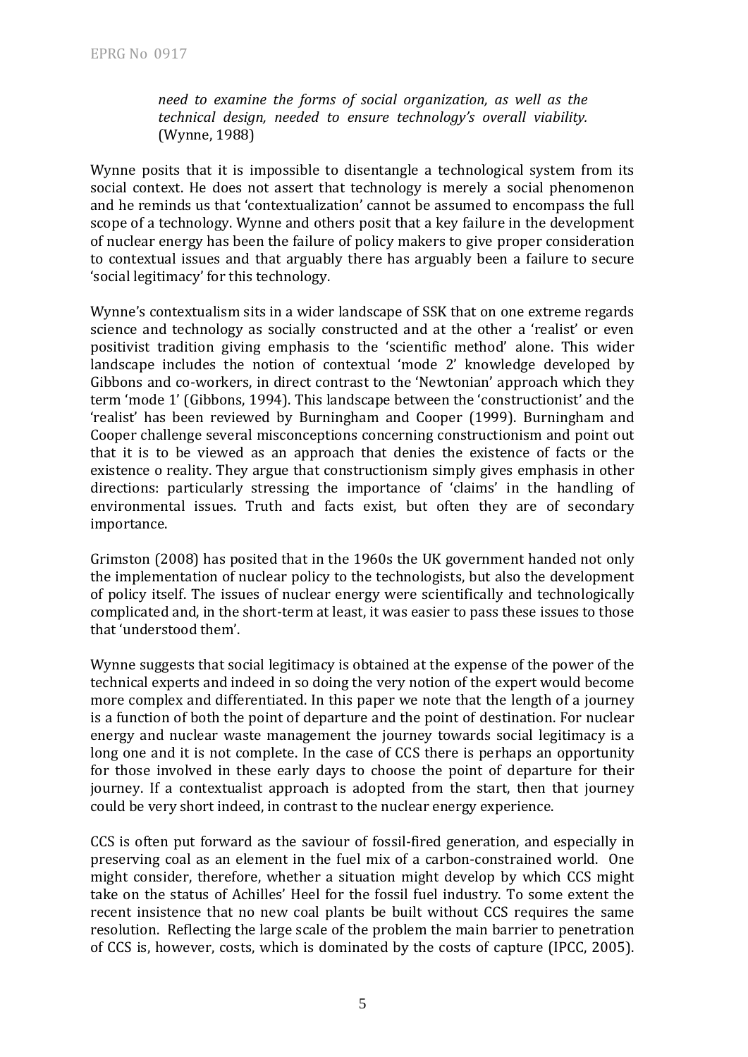*need to examine the forms of social organization, as well as the technical design, needed to ensure technology's overall viability.* (Wynne, 1988)

Wynne posits that it is impossible to disentangle a technological system from its social context. He does not assert that technology is merely a social phenomenon and he reminds us that 'contextualization' cannot be assumed to encompass the full scope of a technology. Wynne and others posit that a key failure in the development of nuclear energy has been the failure of policy makers to give proper consideration to contextual issues and that arguably there has arguably been a failure to secure 'social legitimacy' for this technology.

Wynne's contextualism sits in a wider landscape of SSK that on one extreme regards science and technology as socially constructed and at the other a 'realist' or even positivist tradition giving emphasis to the 'scientific method' alone. This wider landscape includes the notion of contextual 'mode 2' knowledge developed by Gibbons and co-workers, in direct contrast to the 'Newtonian' approach which they term 'mode 1' (Gibbons, 1994). This landscape between the 'constructionist' and the 'realist' has been reviewed by Burningham and Cooper (1999). Burningham and Cooper challenge several misconceptions concerning constructionism and point out that it is to be viewed as an approach that denies the existence of facts or the existence o reality. They argue that constructionism simply gives emphasis in other directions: particularly stressing the importance of 'claims' in the handling of environmental issues. Truth and facts exist, but often they are of secondary importance.

Grimston (2008) has posited that in the 1960s the UK government handed not only the implementation of nuclear policy to the technologists, but also the development of policy itself. The issues of nuclear energy were scientifically and technologically complicated and, in the short-term at least, it was easier to pass these issues to those that 'understood them'.

Wynne suggests that social legitimacy is obtained at the expense of the power of the technical experts and indeed in so doing the very notion of the expert would become more complex and differentiated. In this paper we note that the length of a journey is a function of both the point of departure and the point of destination. For nuclear energy and nuclear waste management the journey towards social legitimacy is a long one and it is not complete. In the case of CCS there is perhaps an opportunity for those involved in these early days to choose the point of departure for their journey. If a contextualist approach is adopted from the start, then that journey could be very short indeed, in contrast to the nuclear energy experience.

CCS is often put forward as the saviour of fossil-fired generation, and especially in preserving coal as an element in the fuel mix of a carbon-constrained world. One might consider, therefore, whether a situation might develop by which CCS might take on the status of Achilles' Heel for the fossil fuel industry. To some extent the recent insistence that no new coal plants be built without CCS requires the same resolution. Reflecting the large scale of the problem the main barrier to penetration of CCS is, however, costs, which is dominated by the costs of capture (IPCC, 2005).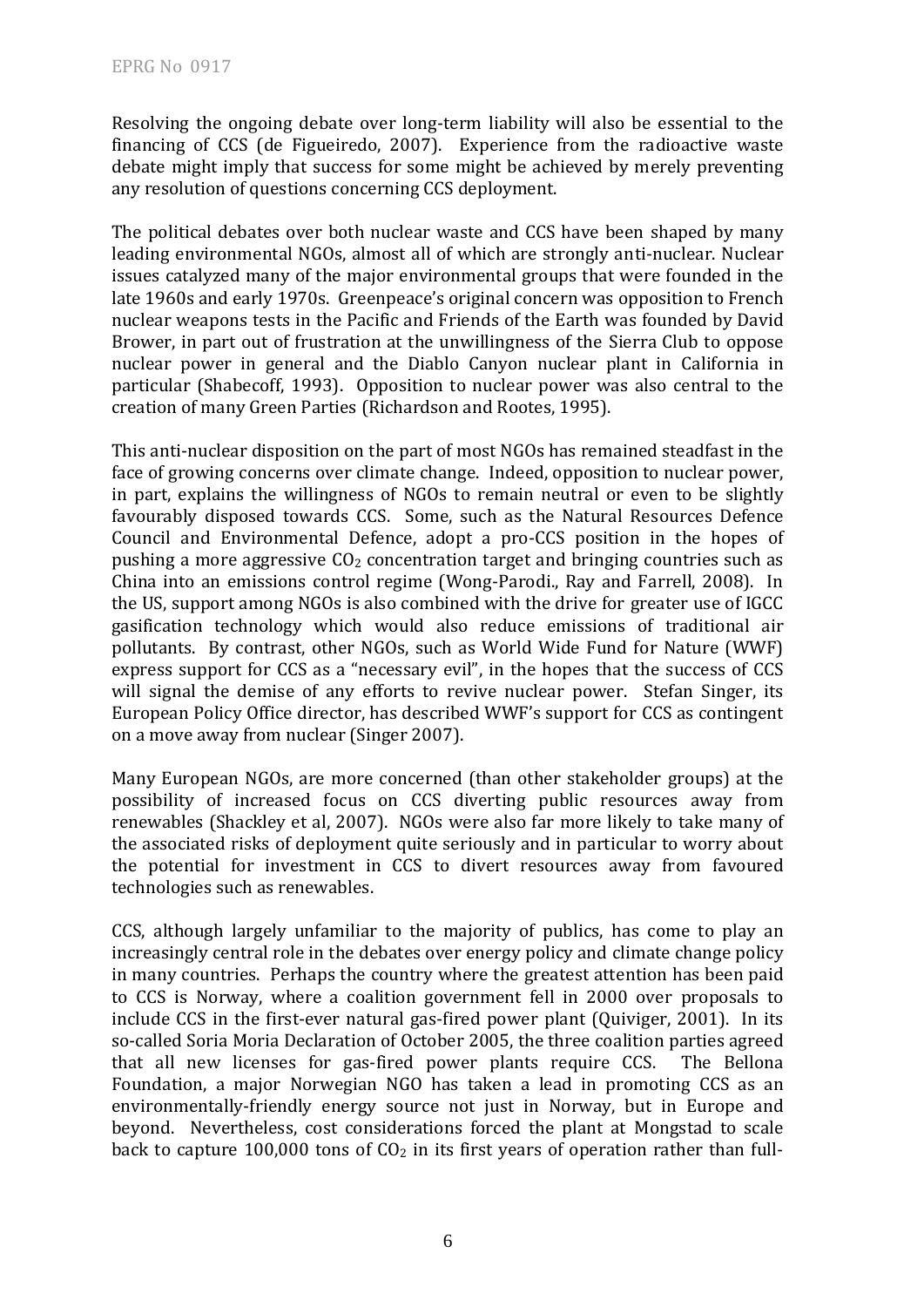Resolving the ongoing debate over long-term liability will also be essential to the financing of CCS (de Figueiredo, 2007). Experience from the radioactive waste debate might imply that success for some might be achieved by merely preventing any resolution of questions concerning CCS deployment.

The political debates over both nuclear waste and CCS have been shaped by many leading environmental NGOs, almost all of which are strongly anti-nuclear. Nuclear issues catalyzed many of the major environmental groups that were founded in the late 1960s and early 1970s. Greenpeace's original concern was opposition to French nuclear weapons tests in the Pacific and Friends of the Earth was founded by David Brower, in part out of frustration at the unwillingness of the Sierra Club to oppose nuclear power in general and the Diablo Canyon nuclear plant in California in particular (Shabecoff, 1993). Opposition to nuclear power was also central to the creation of many Green Parties (Richardson and Rootes, 1995).

This anti-nuclear disposition on the part of most NGOs has remained steadfast in the face of growing concerns over climate change. Indeed, opposition to nuclear power, in part, explains the willingness of NGOs to remain neutral or even to be slightly favourably disposed towards CCS. Some, such as the Natural Resources Defence Council and Environmental Defence, adopt a pro-CCS position in the hopes of pushing a more aggressive $CO_2$ concentration target and bringing countries such as China into an emissions control regime (Wong-Parodi., Ray and Farrell, 2008). In the US, support among NGOs is also combined with the drive for greater use of IGCC gasification technology which would also reduce emissions of traditional air pollutants. By contrast, other NGOs, such as World Wide Fund for Nature (WWF) express support for CCS as a "necessary evil", in the hopes that the success of CCS will signal the demise of any efforts to revive nuclear power. Stefan Singer, its European Policy Office director, has described WWF's support for CCS as contingent on a move away from nuclear (Singer 2007).

Many European NGOs, are more concerned (than other stakeholder groups) at the possibility of increased focus on CCS diverting public resources away from renewables (Shackley et al, 2007). NGOs were also far more likely to take many of the associated risks of deployment quite seriously and in particular to worry about the potential for investment in CCS to divert resources away from favoured technologies such as renewables.

CCS, although largely unfamiliar to the majority of publics, has come to play an increasingly central role in the debates over energy policy and climate change policy in many countries. Perhaps the country where the greatest attention has been paid to CCS is Norway, where a coalition government fell in 2000 over proposals to include CCS in the first-ever natural gas-fired power plant (Quiviger, 2001). In its so-called Soria Moria Declaration of October 2005, the three coalition parties agreed that all new licenses for gas-fired power plants require CCS. The Bellona Foundation, a major Norwegian NGO has taken a lead in promoting CCS as an environmentally-friendly energy source not just in Norway, but in Europe and beyond. Nevertheless, cost considerations forced the plant at Mongstad to scale back to capture 100,000 tons of $CO_2$ in its first years of operation rather than full-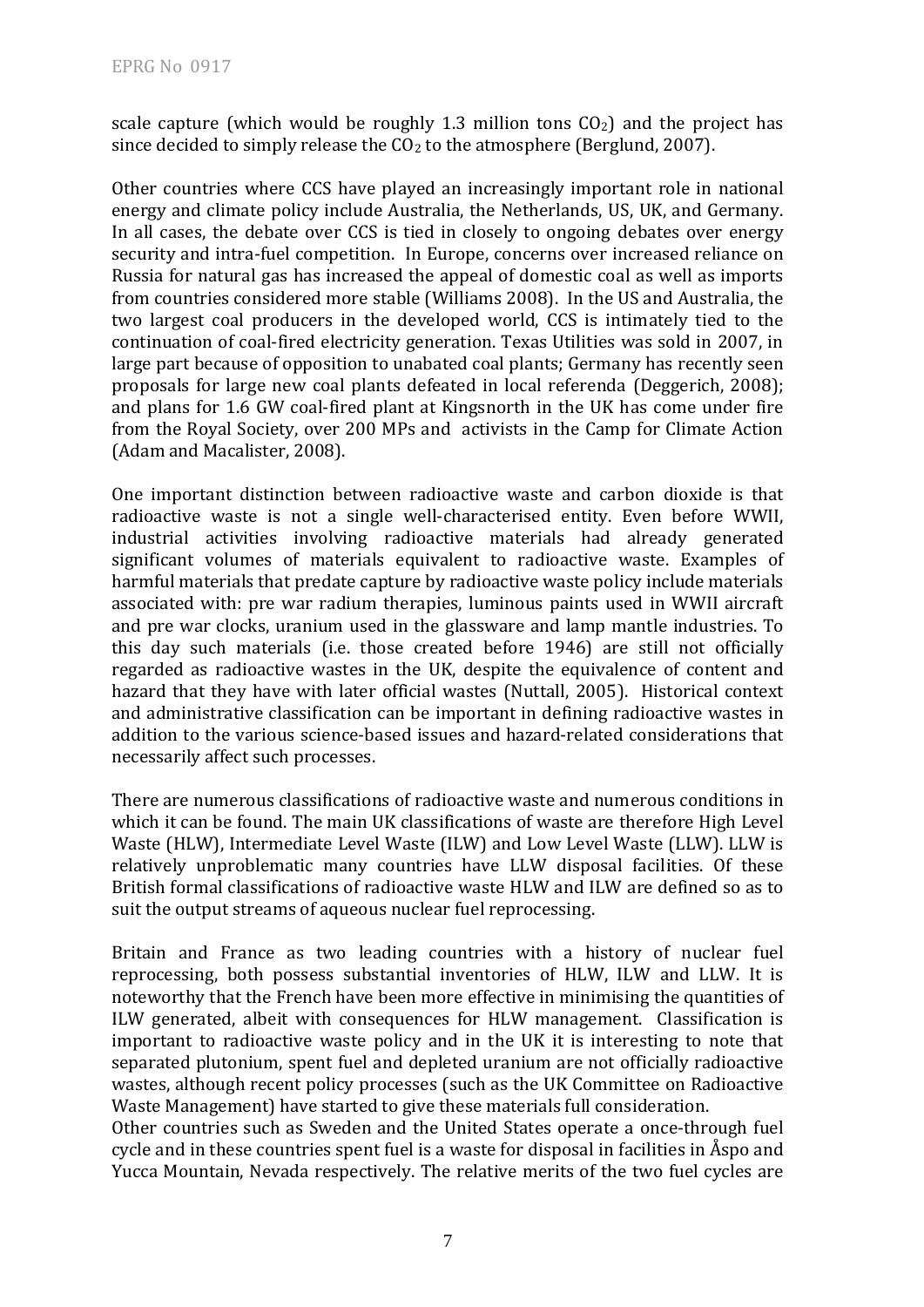scale capture (which would be roughly 1.3 million tons $CO_2$) and the project has since decided to simply release the $CO_2$ to the atmosphere (Berglund, 2007).

Other countries where CCS have played an increasingly important role in national energy and climate policy include Australia, the Netherlands, US, UK, and Germany. In all cases, the debate over CCS is tied in closely to ongoing debates over energy security and intra-fuel competition. In Europe, concerns over increased reliance on Russia for natural gas has increased the appeal of domestic coal as well as imports from countries considered more stable (Williams 2008). In the US and Australia, the two largest coal producers in the developed world, CCS is intimately tied to the continuation of coal-fired electricity generation. Texas Utilities was sold in 2007, in large part because of opposition to unabated coal plants; Germany has recently seen proposals for large new coal plants defeated in local referenda (Deggerich, 2008); and plans for 1.6 GW coal-fired plant at Kingsnorth in the UK has come under fire from the Royal Society, over 200 MPs and activists in the Camp for Climate Action (Adam and Macalister, 2008).

One important distinction between radioactive waste and carbon dioxide is that radioactive waste is not a single well-characterised entity. Even before WWII, industrial activities involving radioactive materials had already generated significant volumes of materials equivalent to radioactive waste. Examples of harmful materials that predate capture by radioactive waste policy include materials associated with: pre war radium therapies, luminous paints used in WWII aircraft and pre war clocks, uranium used in the glassware and lamp mantle industries. To this day such materials (i.e. those created before 1946) are still not officially regarded as radioactive wastes in the UK, despite the equivalence of content and hazard that they have with later official wastes (Nuttall, 2005). Historical context and administrative classification can be important in defining radioactive wastes in addition to the various science-based issues and hazard-related considerations that necessarily affect such processes.

There are numerous classifications of radioactive waste and numerous conditions in which it can be found. The main UK classifications of waste are therefore High Level Waste (HLW), Intermediate Level Waste (ILW) and Low Level Waste (LLW). LLW is relatively unproblematic many countries have LLW disposal facilities. Of these British formal classifications of radioactive waste HLW and ILW are defined so as to suit the output streams of aqueous nuclear fuel reprocessing.

Britain and France as two leading countries with a history of nuclear fuel reprocessing, both possess substantial inventories of HLW, ILW and LLW. It is noteworthy that the French have been more effective in minimising the quantities of ILW generated, albeit with consequences for HLW management. Classification is important to radioactive waste policy and in the UK it is interesting to note that separated plutonium, spent fuel and depleted uranium are not officially radioactive wastes, although recent policy processes (such as the UK Committee on Radioactive Waste Management) have started to give these materials full consideration.
Other countries such as Sweden and the United States operate a once-through fuel cycle and in these countries spent fuel is a waste for disposal in facilities in Åspo and Yucca Mountain, Nevada respectively. The relative merits of the two fuel cycles are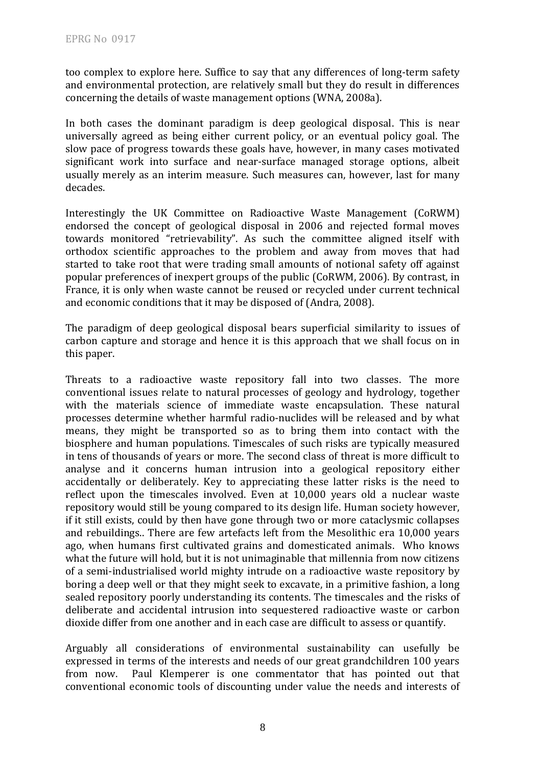too complex to explore here. Suffice to say that any differences of long-term safety and environmental protection, are relatively small but they do result in differences concerning the details of waste management options (WNA, 2008a).

In both cases the dominant paradigm is deep geological disposal. This is near universally agreed as being either current policy, or an eventual policy goal. The slow pace of progress towards these goals have, however, in many cases motivated significant work into surface and near-surface managed storage options, albeit usually merely as an interim measure. Such measures can, however, last for many decades.

Interestingly the UK Committee on Radioactive Waste Management (CoRWM) endorsed the concept of geological disposal in 2006 and rejected formal moves towards monitored "retrievability". As such the committee aligned itself with orthodox scientific approaches to the problem and away from moves that had started to take root that were trading small amounts of notional safety off against popular preferences of inexpert groups of the public (CoRWM, 2006). By contrast, in France, it is only when waste cannot be reused or recycled under current technical and economic conditions that it may be disposed of (Andra, 2008).

The paradigm of deep geological disposal bears superficial similarity to issues of carbon capture and storage and hence it is this approach that we shall focus on in this paper.

Threats to a radioactive waste repository fall into two classes. The more conventional issues relate to natural processes of geology and hydrology, together with the materials science of immediate waste encapsulation. These natural processes determine whether harmful radio-nuclides will be released and by what means, they might be transported so as to bring them into contact with the biosphere and human populations. Timescales of such risks are typically measured in tens of thousands of years or more. The second class of threat is more difficult to analyse and it concerns human intrusion into a geological repository either accidentally or deliberately. Key to appreciating these latter risks is the need to reflect upon the timescales involved. Even at 10,000 years old a nuclear waste repository would still be young compared to its design life. Human society however, if it still exists, could by then have gone through two or more cataclysmic collapses and rebuildings.. There are few artefacts left from the Mesolithic era 10,000 years ago, when humans first cultivated grains and domesticated animals. Who knows what the future will hold, but it is not unimaginable that millennia from now citizens of a semi-industrialised world mighty intrude on a radioactive waste repository by boring a deep well or that they might seek to excavate, in a primitive fashion, a long sealed repository poorly understanding its contents. The timescales and the risks of deliberate and accidental intrusion into sequestered radioactive waste or carbon dioxide differ from one another and in each case are difficult to assess or quantify.

Arguably all considerations of environmental sustainability can usefully be expressed in terms of the interests and needs of our great grandchildren 100 years from now. Paul Klemperer is one commentator that has pointed out that conventional economic tools of discounting under value the needs and interests of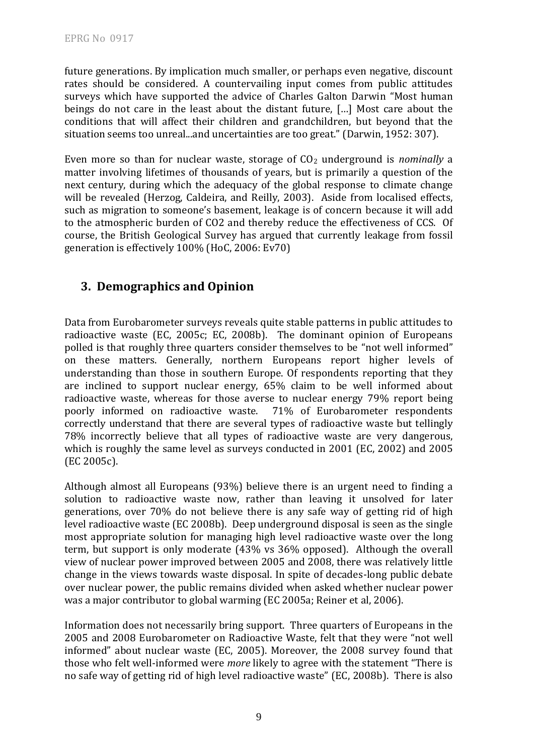future generations. By implication much smaller, or perhaps even negative, discount rates should be considered. A countervailing input comes from public attitudes surveys which have supported the advice of Charles Galton Darwin "Most human beings do not care in the least about the distant future, […] Most care about the conditions that will affect their children and grandchildren, but beyond that the situation seems too unreal...and uncertainties are too great." (Darwin, 1952: 307).

Even more so than for nuclear waste, storage of $CO_2$ underground is *nominally* a matter involving lifetimes of thousands of years, but is primarily a question of the next century, during which the adequacy of the global response to climate change will be revealed (Herzog, Caldeira, and Reilly, 2003). Aside from localised effects, such as migration to someone's basement, leakage is of concern because it will add to the atmospheric burden of CO2 and thereby reduce the effectiveness of CCS. Of course, the British Geological Survey has argued that currently leakage from fossil generation is effectively 100% (HoC, 2006: Ev70)

## 3. Demographics and Opinion

Data from Eurobarometer surveys reveals quite stable patterns in public attitudes to radioactive waste (EC, 2005c; EC, 2008b). The dominant opinion of Europeans polled is that roughly three quarters consider themselves to be "not well informed" on these matters. Generally, northern Europeans report higher levels of understanding than those in southern Europe. Of respondents reporting that they are inclined to support nuclear energy, 65% claim to be well informed about radioactive waste, whereas for those averse to nuclear energy 79% report being poorly informed on radioactive waste. 71% of Eurobarometer respondents correctly understand that there are several types of radioactive waste but tellingly 78% incorrectly believe that all types of radioactive waste are very dangerous, which is roughly the same level as surveys conducted in 2001 (EC, 2002) and 2005 (EC 2005c).

Although almost all Europeans (93%) believe there is an urgent need to finding a solution to radioactive waste now, rather than leaving it unsolved for later generations, over 70% do not believe there is any safe way of getting rid of high level radioactive waste (EC 2008b). Deep underground disposal is seen as the single most appropriate solution for managing high level radioactive waste over the long term, but support is only moderate (43% vs 36% opposed). Although the overall view of nuclear power improved between 2005 and 2008, there was relatively little change in the views towards waste disposal. In spite of decades-long public debate over nuclear power, the public remains divided when asked whether nuclear power was a major contributor to global warming (EC 2005a; Reiner et al, 2006).

Information does not necessarily bring support. Three quarters of Europeans in the 2005 and 2008 Eurobarometer on Radioactive Waste, felt that they were "not well informed" about nuclear waste (EC, 2005). Moreover, the 2008 survey found that those who felt well-informed were *more* likely to agree with the statement "There is no safe way of getting rid of high level radioactive waste" (EC, 2008b). There is also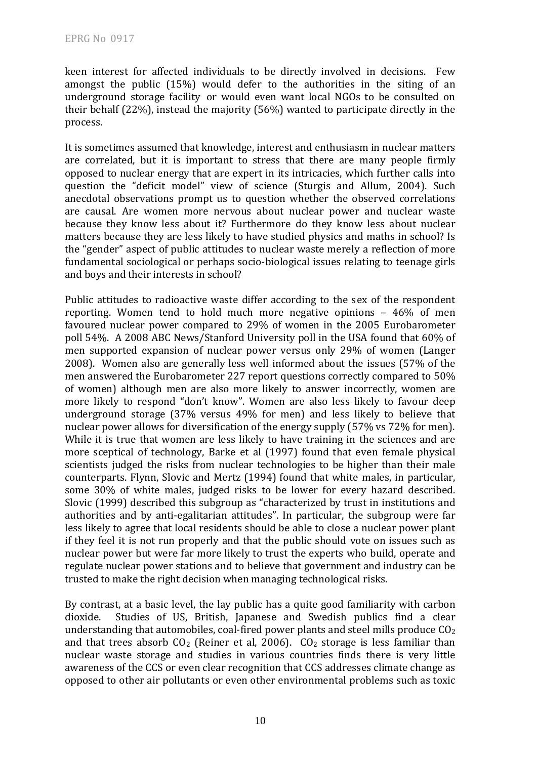keen interest for affected individuals to be directly involved in decisions. Few amongst the public (15%) would defer to the authorities in the siting of an underground storage facility or would even want local NGOs to be consulted on their behalf (22%), instead the majority (56%) wanted to participate directly in the process.

It is sometimes assumed that knowledge, interest and enthusiasm in nuclear matters are correlated, but it is important to stress that there are many people firmly opposed to nuclear energy that are expert in its intricacies, which further calls into question the "deficit model" view of science (Sturgis and Allum, 2004). Such anecdotal observations prompt us to question whether the observed correlations are causal. Are women more nervous about nuclear power and nuclear waste because they know less about it? Furthermore do they know less about nuclear matters because they are less likely to have studied physics and maths in school? Is the "gender" aspect of public attitudes to nuclear waste merely a reflection of more fundamental sociological or perhaps socio-biological issues relating to teenage girls and boys and their interests in school?

Public attitudes to radioactive waste differ according to the sex of the respondent reporting. Women tend to hold much more negative opinions – 46% of men favoured nuclear power compared to 29% of women in the 2005 Eurobarometer poll 54%. A 2008 ABC News/Stanford University poll in the USA found that 60% of men supported expansion of nuclear power versus only 29% of women (Langer 2008). Women also are generally less well informed about the issues (57% of the men answered the Eurobarometer 227 report questions correctly compared to 50% of women) although men are also more likely to answer incorrectly, women are more likely to respond "don't know". Women are also less likely to favour deep underground storage (37% versus 49% for men) and less likely to believe that nuclear power allows for diversification of the energy supply (57% vs 72% for men). While it is true that women are less likely to have training in the sciences and are more sceptical of technology, Barke et al (1997) found that even female physical scientists judged the risks from nuclear technologies to be higher than their male counterparts. Flynn, Slovic and Mertz (1994) found that white males, in particular, some 30% of white males, judged risks to be lower for every hazard described. Slovic (1999) described this subgroup as "characterized by trust in institutions and authorities and by anti-egalitarian attitudes". In particular, the subgroup were far less likely to agree that local residents should be able to close a nuclear power plant if they feel it is not run properly and that the public should vote on issues such as nuclear power but were far more likely to trust the experts who build, operate and regulate nuclear power stations and to believe that government and industry can be trusted to make the right decision when managing technological risks.

By contrast, at a basic level, the lay public has a quite good familiarity with carbon dioxide. Studies of US, British, Japanese and Swedish publics find a clear understanding that automobiles, coal-fired power plants and steel mills produce $CO_2$ and that trees absorb $CO_2$ (Reiner et al, 2006). $CO_2$ storage is less familiar than nuclear waste storage and studies in various countries finds there is very little awareness of the CCS or even clear recognition that CCS addresses climate change as opposed to other air pollutants or even other environmental problems such as toxic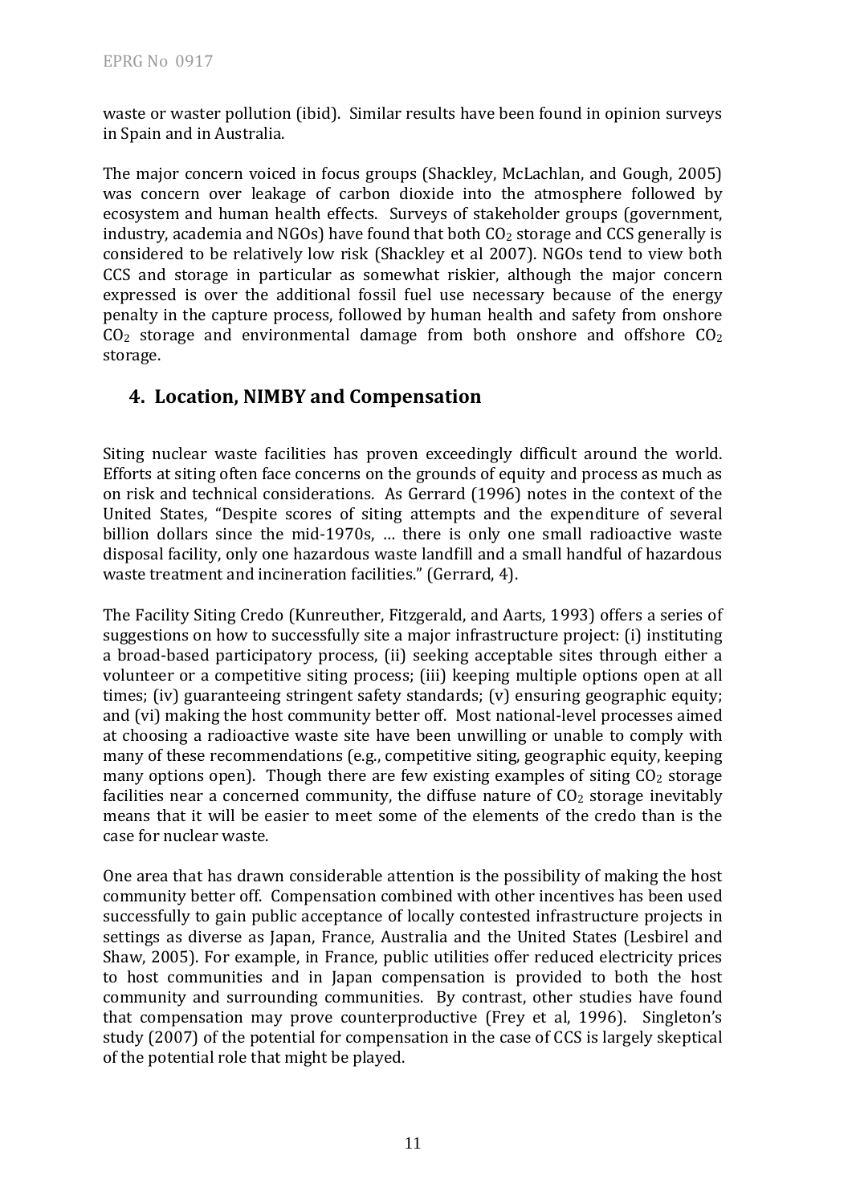waste or waster pollution (ibid). Similar results have been found in opinion surveys in Spain and in Australia.

The major concern voiced in focus groups (Shackley, McLachlan, and Gough, 2005) was concern over leakage of carbon dioxide into the atmosphere followed by ecosystem and human health effects. Surveys of stakeholder groups (government, industry, academia and NGOs) have found that both $CO_2$ storage and CCS generally is considered to be relatively low risk (Shackley et al 2007). NGOs tend to view both CCS and storage in particular as somewhat riskier, although the major concern expressed is over the additional fossil fuel use necessary because of the energy penalty in the capture process, followed by human health and safety from onshore $CO_2$ storage and environmental damage from both onshore and offshore $CO_2$ storage.

## 4. Location, NIMBY and Compensation

Siting nuclear waste facilities has proven exceedingly difficult around the world. Efforts at siting often face concerns on the grounds of equity and process as much as on risk and technical considerations. As Gerrard (1996) notes in the context of the United States, "Despite scores of siting attempts and the expenditure of several billion dollars since the mid-1970s, … there is only one small radioactive waste disposal facility, only one hazardous waste landfill and a small handful of hazardous waste treatment and incineration facilities." (Gerrard, 4).

The Facility Siting Credo (Kunreuther, Fitzgerald, and Aarts, 1993) offers a series of suggestions on how to successfully site a major infrastructure project: (i) instituting a broad-based participatory process, (ii) seeking acceptable sites through either a volunteer or a competitive siting process; (iii) keeping multiple options open at all times; (iv) guaranteeing stringent safety standards; (v) ensuring geographic equity; and (vi) making the host community better off. Most national-level processes aimed at choosing a radioactive waste site have been unwilling or unable to comply with many of these recommendations (e.g., competitive siting, geographic equity, keeping many options open). Though there are few existing examples of siting $CO_2$ storage facilities near a concerned community, the diffuse nature of $CO_2$ storage inevitably means that it will be easier to meet some of the elements of the credo than is the case for nuclear waste.

One area that has drawn considerable attention is the possibility of making the host community better off. Compensation combined with other incentives has been used successfully to gain public acceptance of locally contested infrastructure projects in settings as diverse as Japan, France, Australia and the United States (Lesbirel and Shaw, 2005). For example, in France, public utilities offer reduced electricity prices to host communities and in Japan compensation is provided to both the host community and surrounding communities. By contrast, other studies have found that compensation may prove counterproductive (Frey et al, 1996). Singleton's study (2007) of the potential for compensation in the case of CCS is largely skeptical of the potential role that might be played.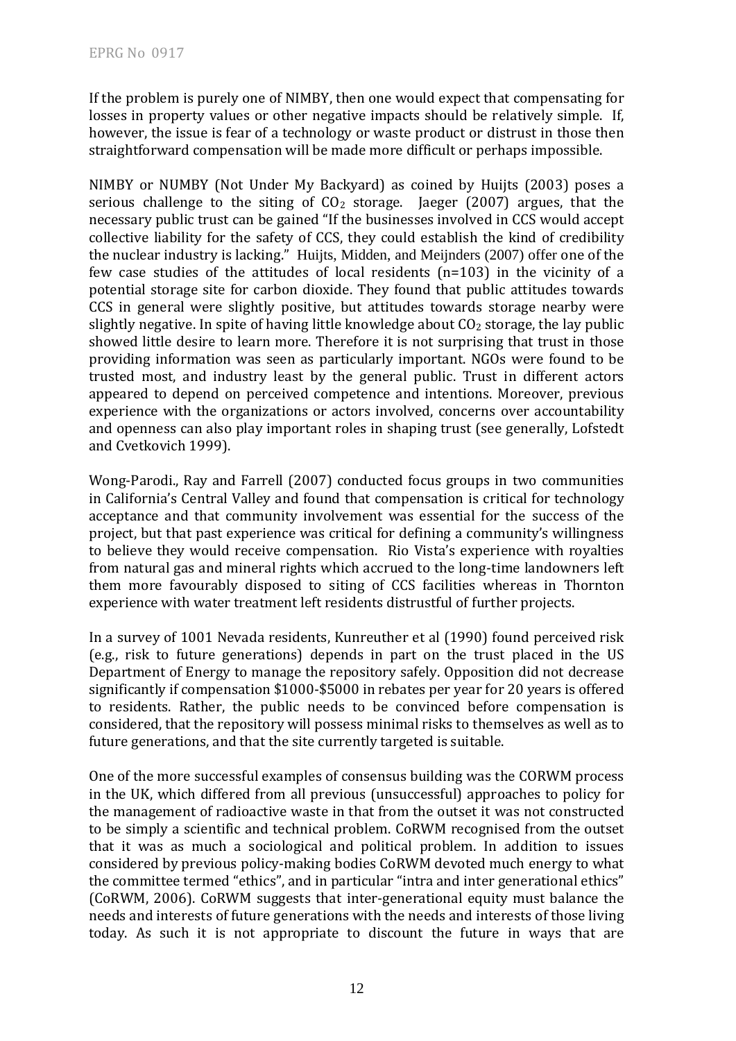If the problem is purely one of NIMBY, then one would expect that compensating for losses in property values or other negative impacts should be relatively simple. If, however, the issue is fear of a technology or waste product or distrust in those then straightforward compensation will be made more difficult or perhaps impossible.

NIMBY or NUMBY (Not Under My Backyard) as coined by Huijts (2003) poses a serious challenge to the siting of $CO_2$ storage. Jaeger (2007) argues, that the necessary public trust can be gained "If the businesses involved in CCS would accept collective liability for the safety of CCS, they could establish the kind of credibility the nuclear industry is lacking." Huijts, Midden, and Meijnders (2007) offer one of the few case studies of the attitudes of local residents (n=103) in the vicinity of a potential storage site for carbon dioxide. They found that public attitudes towards CCS in general were slightly positive, but attitudes towards storage nearby were slightly negative. In spite of having little knowledge about $CO_2$ storage, the lay public showed little desire to learn more. Therefore it is not surprising that trust in those providing information was seen as particularly important. NGOs were found to be trusted most, and industry least by the general public. Trust in different actors appeared to depend on perceived competence and intentions. Moreover, previous experience with the organizations or actors involved, concerns over accountability and openness can also play important roles in shaping trust (see generally, Lofstedt and Cvetkovich 1999).

Wong-Parodi., Ray and Farrell (2007) conducted focus groups in two communities in California's Central Valley and found that compensation is critical for technology acceptance and that community involvement was essential for the success of the project, but that past experience was critical for defining a community's willingness to believe they would receive compensation. Rio Vista's experience with royalties from natural gas and mineral rights which accrued to the long-time landowners left them more favourably disposed to siting of CCS facilities whereas in Thornton experience with water treatment left residents distrustful of further projects.

In a survey of 1001 Nevada residents, Kunreuther et al (1990) found perceived risk (e.g., risk to future generations) depends in part on the trust placed in the US Department of Energy to manage the repository safely. Opposition did not decrease significantly if compensation \$1000-\$5000 in rebates per year for 20 years is offered to residents. Rather, the public needs to be convinced before compensation is considered, that the repository will possess minimal risks to themselves as well as to future generations, and that the site currently targeted is suitable.

One of the more successful examples of consensus building was the CORWM process in the UK, which differed from all previous (unsuccessful) approaches to policy for the management of radioactive waste in that from the outset it was not constructed to be simply a scientific and technical problem. CoRWM recognised from the outset that it was as much a sociological and political problem. In addition to issues considered by previous policy-making bodies CoRWM devoted much energy to what the committee termed "ethics", and in particular "intra and inter generational ethics" (CoRWM, 2006). CoRWM suggests that inter-generational equity must balance the needs and interests of future generations with the needs and interests of those living today. As such it is not appropriate to discount the future in ways that are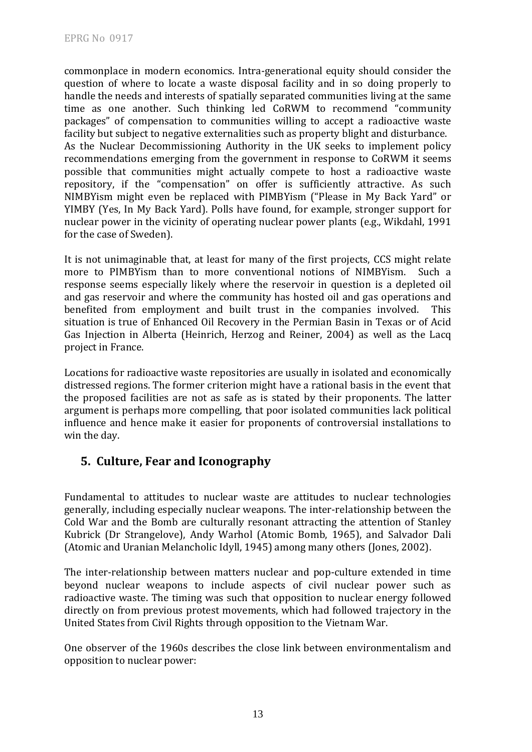commonplace in modern economics. Intra-generational equity should consider the question of where to locate a waste disposal facility and in so doing properly to handle the needs and interests of spatially separated communities living at the same time as one another. Such thinking led CoRWM to recommend "community packages" of compensation to communities willing to accept a radioactive waste facility but subject to negative externalities such as property blight and disturbance. As the Nuclear Decommissioning Authority in the UK seeks to implement policy recommendations emerging from the government in response to CoRWM it seems possible that communities might actually compete to host a radioactive waste repository, if the "compensation" on offer is sufficiently attractive. As such NIMBYism might even be replaced with PIMBYism ("Please in My Back Yard" or YIMBY (Yes, In My Back Yard). Polls have found, for example, stronger support for nuclear power in the vicinity of operating nuclear power plants (e.g., Wikdahl, 1991 for the case of Sweden).

It is not unimaginable that, at least for many of the first projects, CCS might relate more to PIMBYism than to more conventional notions of NIMBYism. Such a response seems especially likely where the reservoir in question is a depleted oil and gas reservoir and where the community has hosted oil and gas operations and benefited from employment and built trust in the companies involved. This situation is true of Enhanced Oil Recovery in the Permian Basin in Texas or of Acid Gas Injection in Alberta (Heinrich, Herzog and Reiner, 2004) as well as the Lacq project in France.

Locations for radioactive waste repositories are usually in isolated and economically distressed regions. The former criterion might have a rational basis in the event that the proposed facilities are not as safe as is stated by their proponents. The latter argument is perhaps more compelling, that poor isolated communities lack political influence and hence make it easier for proponents of controversial installations to win the day.

## 5. Culture, Fear and Iconography

Fundamental to attitudes to nuclear waste are attitudes to nuclear technologies generally, including especially nuclear weapons. The inter-relationship between the Cold War and the Bomb are culturally resonant attracting the attention of Stanley Kubrick (Dr Strangelove), Andy Warhol (Atomic Bomb, 1965), and Salvador Dali (Atomic and Uranian Melancholic Idyll, 1945) among many others (Jones, 2002).

The inter-relationship between matters nuclear and pop-culture extended in time beyond nuclear weapons to include aspects of civil nuclear power such as radioactive waste. The timing was such that opposition to nuclear energy followed directly on from previous protest movements, which had followed trajectory in the United States from Civil Rights through opposition to the Vietnam War.

One observer of the 1960s describes the close link between environmentalism and opposition to nuclear power: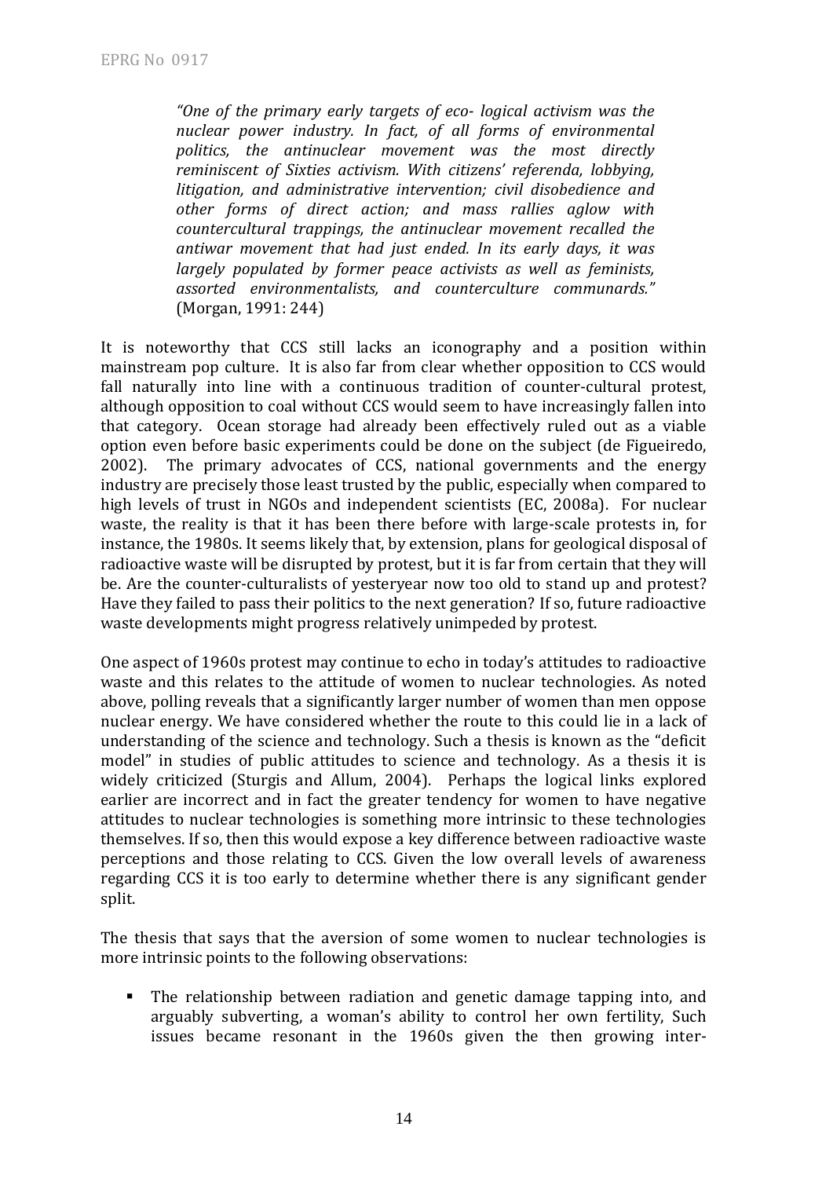> *"One of the primary early targets of eco- logical activism was the nuclear power industry. In fact, of all forms of environmental politics, the antinuclear movement was the most directly reminiscent of Sixties activism. With citizens' referenda, lobbying, litigation, and administrative intervention; civil disobedience and other forms of direct action; and mass rallies aglow with countercultural trappings, the antinuclear movement recalled the antiwar movement that had just ended. In its early days, it was largely populated by former peace activists as well as feminists, assorted environmentalists, and counterculture communards."* (Morgan, 1991: 244)

It is noteworthy that CCS still lacks an iconography and a position within mainstream pop culture. It is also far from clear whether opposition to CCS would fall naturally into line with a continuous tradition of counter-cultural protest, although opposition to coal without CCS would seem to have increasingly fallen into that category. Ocean storage had already been effectively ruled out as a viable option even before basic experiments could be done on the subject (de Figueiredo, 2002). The primary advocates of CCS, national governments and the energy industry are precisely those least trusted by the public, especially when compared to high levels of trust in NGOs and independent scientists (EC, 2008a). For nuclear waste, the reality is that it has been there before with large-scale protests in, for instance, the 1980s. It seems likely that, by extension, plans for geological disposal of radioactive waste will be disrupted by protest, but it is far from certain that they will be. Are the counter-culturalists of yesteryear now too old to stand up and protest? Have they failed to pass their politics to the next generation? If so, future radioactive waste developments might progress relatively unimpeded by protest.

One aspect of 1960s protest may continue to echo in today's attitudes to radioactive waste and this relates to the attitude of women to nuclear technologies. As noted above, polling reveals that a significantly larger number of women than men oppose nuclear energy. We have considered whether the route to this could lie in a lack of understanding of the science and technology. Such a thesis is known as the "deficit model" in studies of public attitudes to science and technology. As a thesis it is widely criticized (Sturgis and Allum, 2004). Perhaps the logical links explored earlier are incorrect and in fact the greater tendency for women to have negative attitudes to nuclear technologies is something more intrinsic to these technologies themselves. If so, then this would expose a key difference between radioactive waste perceptions and those relating to CCS. Given the low overall levels of awareness regarding CCS it is too early to determine whether there is any significant gender split.

The thesis that says that the aversion of some women to nuclear technologies is more intrinsic points to the following observations:

- The relationship between radiation and genetic damage tapping into, and arguably subverting, a woman's ability to control her own fertility, Such issues became resonant in the 1960s given the then growing inter-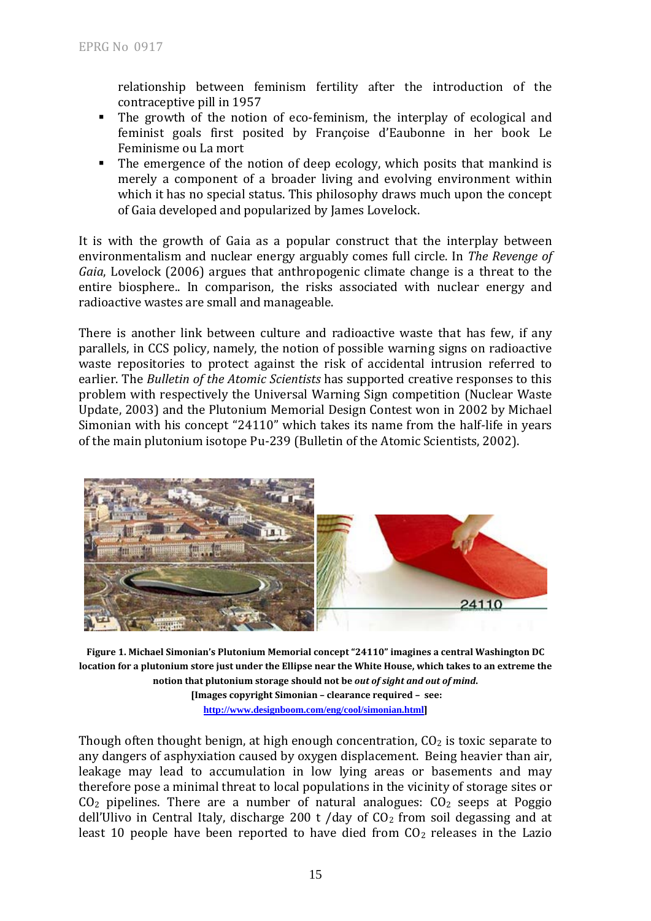relationship between feminism fertility after the introduction of the contraceptive pill in 1957

- The growth of the notion of eco-feminism, the interplay of ecological and feminist goals first posited by Françoise d'Eaubonne in her book Le Feminisme ou La mort
- The emergence of the notion of deep ecology, which posits that mankind is merely a component of a broader living and evolving environment within which it has no special status. This philosophy draws much upon the concept of Gaia developed and popularized by James Lovelock.

It is with the growth of Gaia as a popular construct that the interplay between environmentalism and nuclear energy arguably comes full circle. In *The Revenge of Gaia*, Lovelock (2006) argues that anthropogenic climate change is a threat to the entire biosphere.. In comparison, the risks associated with nuclear energy and radioactive wastes are small and manageable.

There is another link between culture and radioactive waste that has few, if any parallels, in CCS policy, namely, the notion of possible warning signs on radioactive waste repositories to protect against the risk of accidental intrusion referred to earlier. The *Bulletin of the Atomic Scientists* has supported creative responses to this problem with respectively the Universal Warning Sign competition (Nuclear Waste Update, 2003) and the Plutonium Memorial Design Contest won in 2002 by Michael Simonian with his concept "24110" which takes its name from the half-life in years of the main plutonium isotope Pu-239 (Bulletin of the Atomic Scientists, 2002).

**Figure 1. Michael Simonian's Plutonium Memorial concept "24110" imagines a central Washington DC location for a plutonium store just under the Ellipse near the White House, which takes to an extreme the notion that plutonium storage should not be *out of sight and out of mind*.**
**[Images copyright Simonian – clearance required – see: http://www.designboom.com/eng/cool/simonian.html]**

Though often thought benign, at high enough concentration, $CO_2$ is toxic separate to any dangers of asphyxiation caused by oxygen displacement. Being heavier than air, leakage may lead to accumulation in low lying areas or basements and may therefore pose a minimal threat to local populations in the vicinity of storage sites or $CO_2$ pipelines. There are a number of natural analogues: $CO_2$ seeps at Poggio dell'Ulivo in Central Italy, discharge 200 t /day of $CO_2$ from soil degassing and at least 10 people have been reported to have died from $CO_2$ releases in the Lazio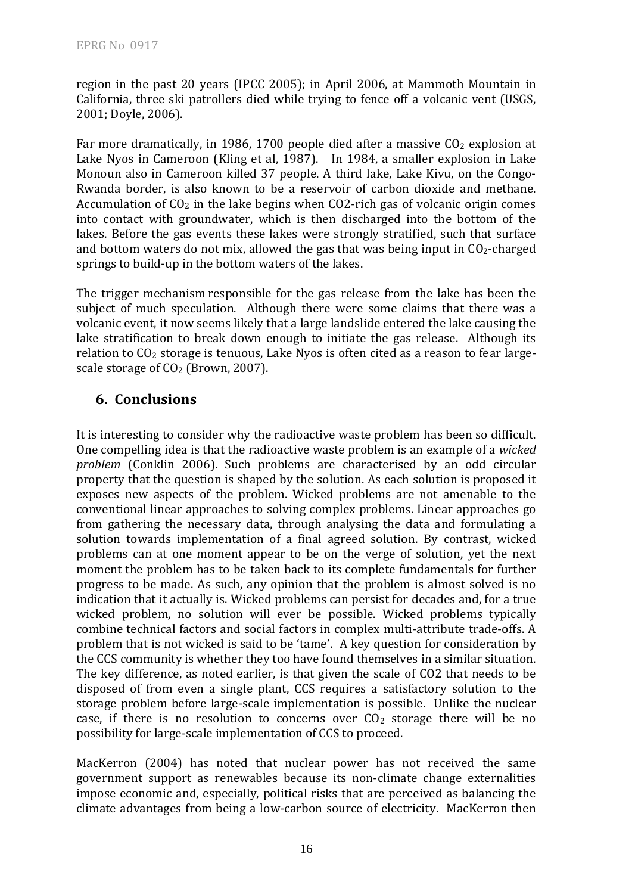region in the past 20 years (IPCC 2005); in April 2006, at Mammoth Mountain in California, three ski patrollers died while trying to fence off a volcanic vent (USGS, 2001; Doyle, 2006).

Far more dramatically, in 1986, 1700 people died after a massive $CO_2$ explosion at Lake Nyos in Cameroon (Kling et al, 1987). In 1984, a smaller explosion in Lake Monoun also in Cameroon killed 37 people. A third lake, Lake Kivu, on the Congo-Rwanda border, is also known to be a reservoir of carbon dioxide and methane. Accumulation of $CO_2$ in the lake begins when CO2-rich gas of volcanic origin comes into contact with groundwater, which is then discharged into the bottom of the lakes. Before the gas events these lakes were strongly stratified, such that surface and bottom waters do not mix, allowed the gas that was being input in $CO_2$-charged springs to build-up in the bottom waters of the lakes.

The trigger mechanism responsible for the gas release from the lake has been the subject of much speculation. Although there were some claims that there was a volcanic event, it now seems likely that a large landslide entered the lake causing the lake stratification to break down enough to initiate the gas release. Although its relation to $CO_2$ storage is tenuous, Lake Nyos is often cited as a reason to fear large-scale storage of $CO_2$ (Brown, 2007).

## 6. Conclusions

It is interesting to consider why the radioactive waste problem has been so difficult. One compelling idea is that the radioactive waste problem is an example of a *wicked problem* (Conklin 2006). Such problems are characterised by an odd circular property that the question is shaped by the solution. As each solution is proposed it exposes new aspects of the problem. Wicked problems are not amenable to the conventional linear approaches to solving complex problems. Linear approaches go from gathering the necessary data, through analysing the data and formulating a solution towards implementation of a final agreed solution. By contrast, wicked problems can at one moment appear to be on the verge of solution, yet the next moment the problem has to be taken back to its complete fundamentals for further progress to be made. As such, any opinion that the problem is almost solved is no indication that it actually is. Wicked problems can persist for decades and, for a true wicked problem, no solution will ever be possible. Wicked problems typically combine technical factors and social factors in complex multi-attribute trade-offs. A problem that is not wicked is said to be 'tame'. A key question for consideration by the CCS community is whether they too have found themselves in a similar situation. The key difference, as noted earlier, is that given the scale of CO2 that needs to be disposed of from even a single plant, CCS requires a satisfactory solution to the storage problem before large-scale implementation is possible. Unlike the nuclear case, if there is no resolution to concerns over $CO_2$ storage there will be no possibility for large-scale implementation of CCS to proceed.

MacKerron (2004) has noted that nuclear power has not received the same government support as renewables because its non-climate change externalities impose economic and, especially, political risks that are perceived as balancing the climate advantages from being a low-carbon source of electricity. MacKerron then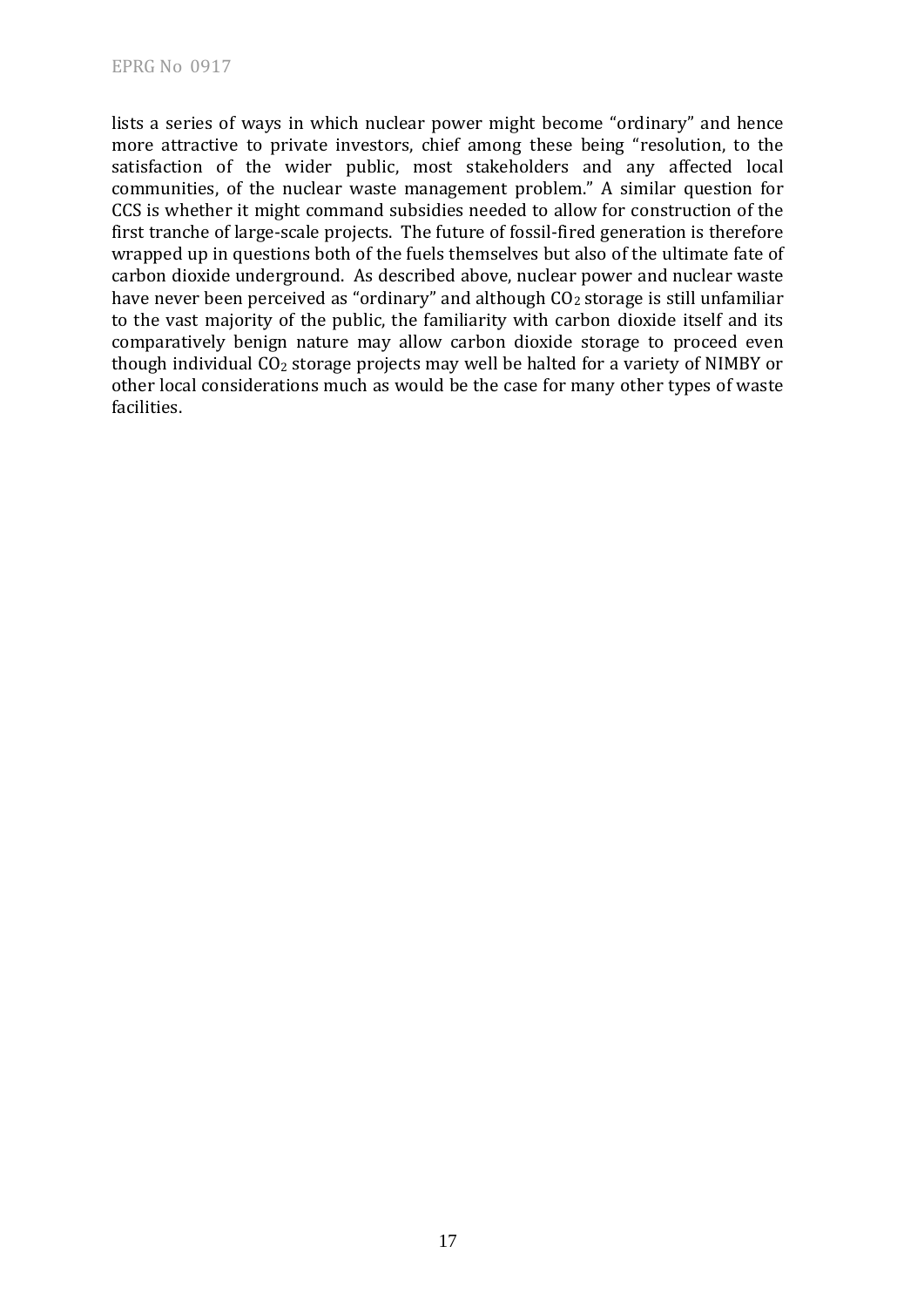lists a series of ways in which nuclear power might become "ordinary" and hence more attractive to private investors, chief among these being "resolution, to the satisfaction of the wider public, most stakeholders and any affected local communities, of the nuclear waste management problem." A similar question for CCS is whether it might command subsidies needed to allow for construction of the first tranche of large-scale projects. The future of fossil-fired generation is therefore wrapped up in questions both of the fuels themselves but also of the ultimate fate of carbon dioxide underground. As described above, nuclear power and nuclear waste have never been perceived as "ordinary" and although $CO_2$ storage is still unfamiliar to the vast majority of the public, the familiarity with carbon dioxide itself and its comparatively benign nature may allow carbon dioxide storage to proceed even though individual $CO_2$ storage projects may well be halted for a variety of NIMBY or other local considerations much as would be the case for many other types of waste facilities.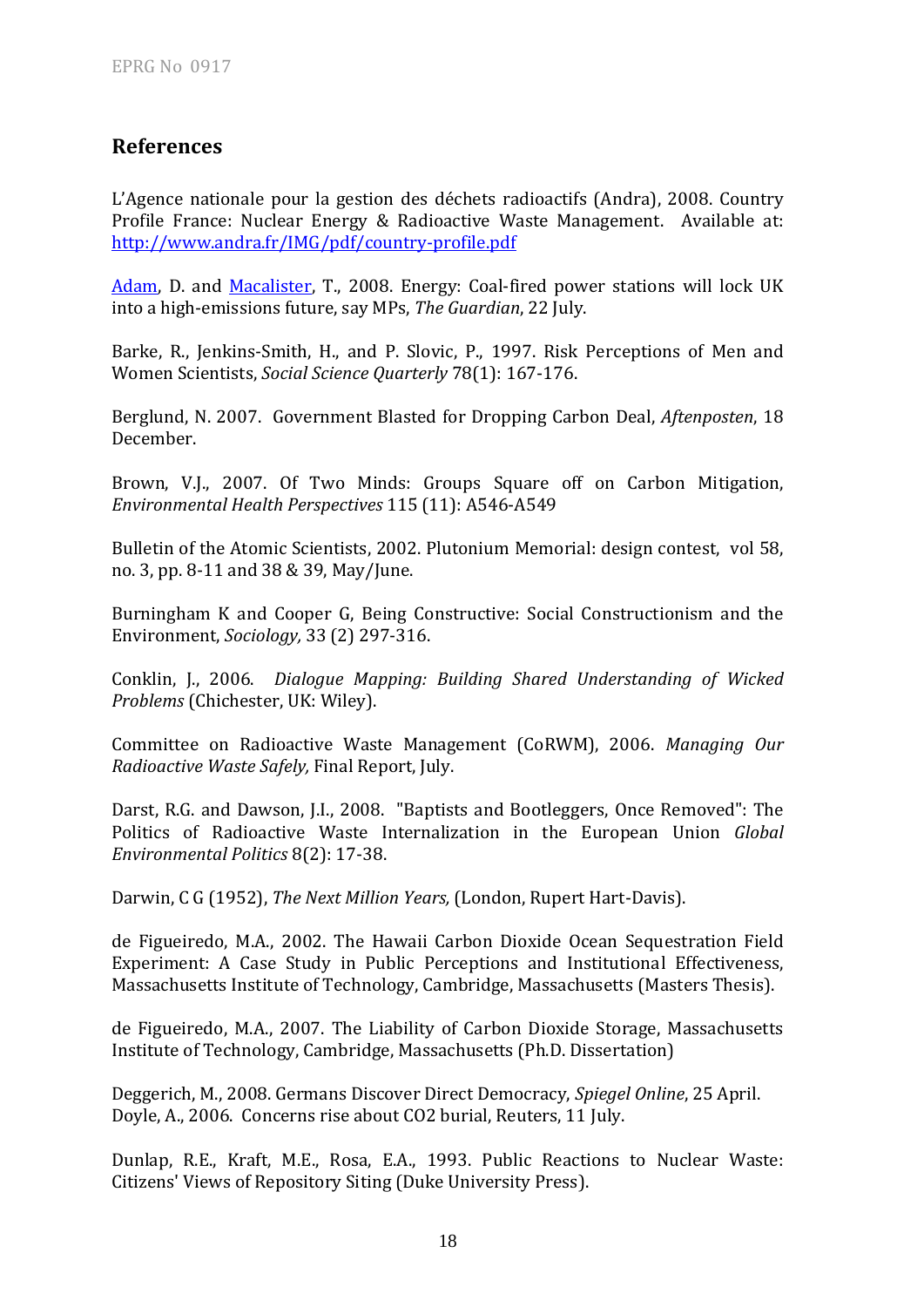## References

L'Agence nationale pour la gestion des déchets radioactifs (Andra), 2008. Country Profile France: Nuclear Energy & Radioactive Waste Management. Available at: [http://www.andra.fr/IMG/pdf/country-profile.pdf](http://www.andra.fr/IMG/pdf/country-profile.pdf)

Adam, D. and Macalister, T., 2008. Energy: Coal-fired power stations will lock UK into a high-emissions future, say MPs, *The Guardian*, 22 July.

Barke, R., Jenkins-Smith, H., and P. Slovic, P., 1997. Risk Perceptions of Men and Women Scientists, *Social Science Quarterly* 78(1): 167-176.

Berglund, N. 2007. Government Blasted for Dropping Carbon Deal, *Aftenposten*, 18 December.

Brown, V.J., 2007. Of Two Minds: Groups Square off on Carbon Mitigation, *Environmental Health Perspectives* 115 (11): A546-A549

Bulletin of the Atomic Scientists, 2002. Plutonium Memorial: design contest, vol 58, no. 3, pp. 8-11 and 38 & 39, May/June.

Burningham K and Cooper G, Being Constructive: Social Constructionism and the Environment, *Sociology,* 33 (2) 297-316.

Conklin, J., 2006. *Dialogue Mapping: Building Shared Understanding of Wicked Problems* (Chichester, UK: Wiley).

Committee on Radioactive Waste Management (CoRWM), 2006. *Managing Our Radioactive Waste Safely,* Final Report, July.

Darst, R.G. and Dawson, J.I., 2008. "Baptists and Bootleggers, Once Removed": The Politics of Radioactive Waste Internalization in the European Union *Global Environmental Politics* 8(2): 17-38.

Darwin, C G (1952), *The Next Million Years,* (London, Rupert Hart-Davis).

de Figueiredo, M.A., 2002. The Hawaii Carbon Dioxide Ocean Sequestration Field Experiment: A Case Study in Public Perceptions and Institutional Effectiveness, Massachusetts Institute of Technology, Cambridge, Massachusetts (Masters Thesis).

de Figueiredo, M.A., 2007. The Liability of Carbon Dioxide Storage, Massachusetts Institute of Technology, Cambridge, Massachusetts (Ph.D. Dissertation)

Deggerich, M., 2008. Germans Discover Direct Democracy, *Spiegel Online*, 25 April.
Doyle, A., 2006. Concerns rise about CO2 burial, Reuters, 11 July.

Dunlap, R.E., Kraft, M.E., Rosa, E.A., 1993. Public Reactions to Nuclear Waste: Citizens' Views of Repository Siting (Duke University Press).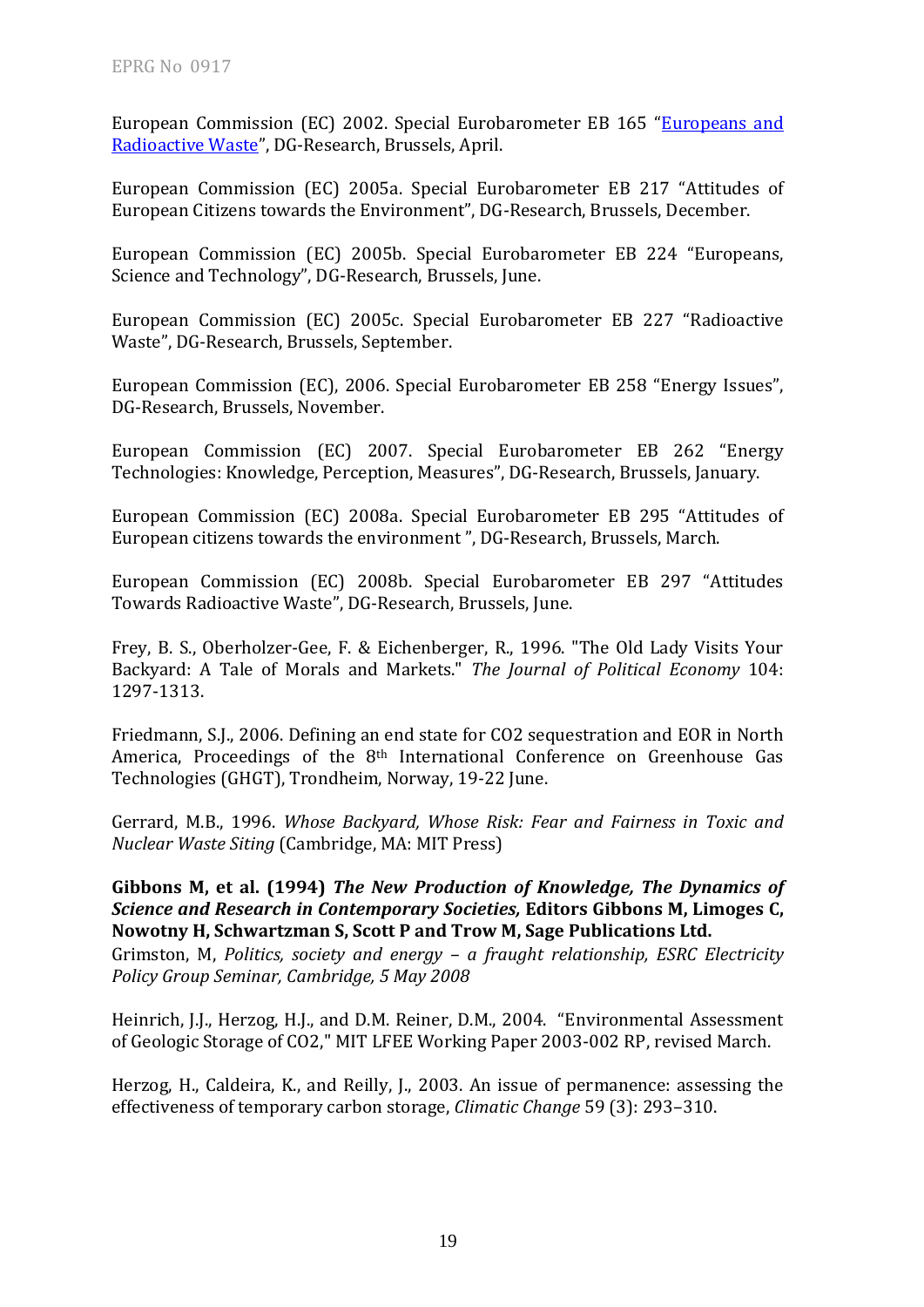European Commission (EC) 2002. Special Eurobarometer EB 165 "[Europeans and Radioactive Waste]", DG-Research, Brussels, April.

European Commission (EC) 2005a. Special Eurobarometer EB 217 "Attitudes of European Citizens towards the Environment", DG-Research, Brussels, December.

European Commission (EC) 2005b. Special Eurobarometer EB 224 "Europeans, Science and Technology", DG-Research, Brussels, June.

European Commission (EC) 2005c. Special Eurobarometer EB 227 "Radioactive Waste", DG-Research, Brussels, September.

European Commission (EC), 2006. Special Eurobarometer EB 258 "Energy Issues", DG-Research, Brussels, November.

European Commission (EC) 2007. Special Eurobarometer EB 262 "Energy Technologies: Knowledge, Perception, Measures", DG-Research, Brussels, January.

European Commission (EC) 2008a. Special Eurobarometer EB 295 "Attitudes of European citizens towards the environment ", DG-Research, Brussels, March.

European Commission (EC) 2008b. Special Eurobarometer EB 297 "Attitudes Towards Radioactive Waste", DG-Research, Brussels, June.

Frey, B. S., Oberholzer-Gee, F. & Eichenberger, R., 1996. "The Old Lady Visits Your Backyard: A Tale of Morals and Markets." *The Journal of Political Economy* 104: 1297-1313.

Friedmann, S.J., 2006. Defining an end state for CO2 sequestration and EOR in North America, Proceedings of the 8th International Conference on Greenhouse Gas Technologies (GHGT), Trondheim, Norway, 19-22 June.

Gerrard, M.B., 1996. *Whose Backyard, Whose Risk: Fear and Fairness in Toxic and Nuclear Waste Siting* (Cambridge, MA: MIT Press)

**Gibbons M, et al. (1994)** ***The New Production of Knowledge, The Dynamics of Science and Research in Contemporary Societies,*** **Editors Gibbons M, Limoges C, Nowotny H, Schwartzman S, Scott P and Trow M, Sage Publications Ltd.**

Grimston, M, *Politics, society and energy – a fraught relationship, ESRC Electricity Policy Group Seminar, Cambridge, 5 May 2008*

Heinrich, J.J., Herzog, H.J., and D.M. Reiner, D.M., 2004. "Environmental Assessment of Geologic Storage of CO2," MIT LFEE Working Paper 2003-002 RP, revised March.

Herzog, H., Caldeira, K., and Reilly, J., 2003. An issue of permanence: assessing the effectiveness of temporary carbon storage, *Climatic Change* 59 (3): 293–310.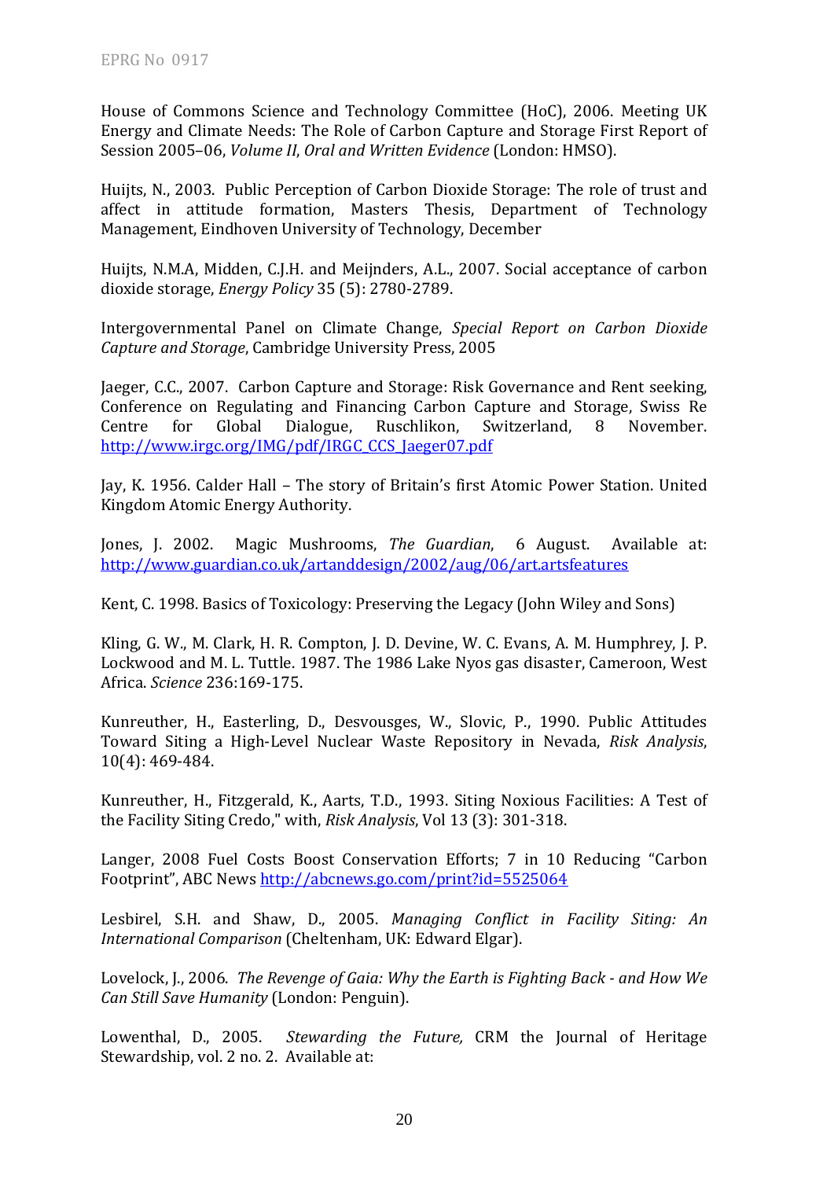House of Commons Science and Technology Committee (HoC), 2006. Meeting UK Energy and Climate Needs: The Role of Carbon Capture and Storage First Report of Session 2005–06, *Volume II*, *Oral and Written Evidence* (London: HMSO).

Huijts, N., 2003. Public Perception of Carbon Dioxide Storage: The role of trust and affect in attitude formation, Masters Thesis, Department of Technology Management, Eindhoven University of Technology, December

Huijts, N.M.A, Midden, C.J.H. and Meijnders, A.L., 2007. Social acceptance of carbon dioxide storage, *Energy Policy* 35 (5): 2780-2789.

Intergovernmental Panel on Climate Change, *Special Report on Carbon Dioxide Capture and Storage*, Cambridge University Press, 2005

Jaeger, C.C., 2007. Carbon Capture and Storage: Risk Governance and Rent seeking, Conference on Regulating and Financing Carbon Capture and Storage, Swiss Re Centre for Global Dialogue, Ruschlikon, Switzerland, 8 November. http://www.irgc.org/IMG/pdf/IRGC_CCS_Jaeger07.pdf

Jay, K. 1956. Calder Hall – The story of Britain's first Atomic Power Station. United Kingdom Atomic Energy Authority.

Jones, J. 2002. Magic Mushrooms, *The Guardian*, 6 August. Available at: http://www.guardian.co.uk/artanddesign/2002/aug/06/art.artsfeatures

Kent, C. 1998. Basics of Toxicology: Preserving the Legacy (John Wiley and Sons)

Kling, G. W., M. Clark, H. R. Compton, J. D. Devine, W. C. Evans, A. M. Humphrey, J. P. Lockwood and M. L. Tuttle. 1987. The 1986 Lake Nyos gas disaster, Cameroon, West Africa. *Science* 236:169-175.

Kunreuther, H., Easterling, D., Desvousges, W., Slovic, P., 1990. Public Attitudes Toward Siting a High-Level Nuclear Waste Repository in Nevada, *Risk Analysis*, 10(4): 469-484.

Kunreuther, H., Fitzgerald, K., Aarts, T.D., 1993. Siting Noxious Facilities: A Test of the Facility Siting Credo," with, *Risk Analysis*, Vol 13 (3): 301-318.

Langer, 2008 Fuel Costs Boost Conservation Efforts; 7 in 10 Reducing "Carbon Footprint", ABC News http://abcnews.go.com/print?id=5525064

Lesbirel, S.H. and Shaw, D., 2005. *Managing Conflict in Facility Siting: An International Comparison* (Cheltenham, UK: Edward Elgar).

Lovelock, J., 2006. *The Revenge of Gaia: Why the Earth is Fighting Back - and How We Can Still Save Humanity* (London: Penguin).

Lowenthal, D., 2005. *Stewarding the Future,* CRM the Journal of Heritage Stewardship, vol. 2 no. 2. Available at: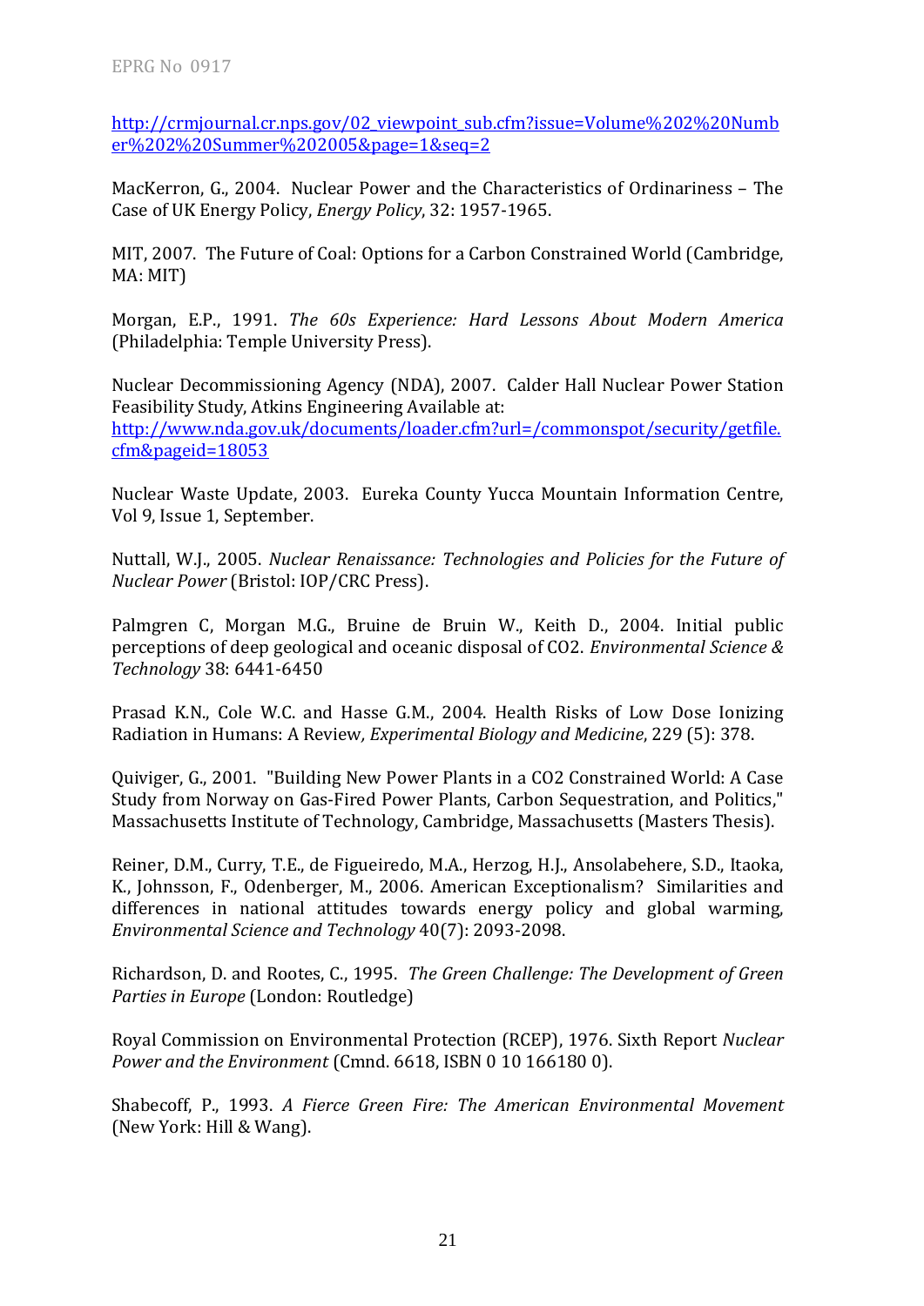http://crmjournal.cr.nps.gov/02_viewpoint_sub.cfm?issue=Volume%202%20Number%202%20Summer%202005&page=1&seq=2

MacKerron, G., 2004. Nuclear Power and the Characteristics of Ordinariness – The Case of UK Energy Policy, *Energy Policy*, 32: 1957-1965.

MIT, 2007. The Future of Coal: Options for a Carbon Constrained World (Cambridge, MA: MIT)

Morgan, E.P., 1991. *The 60s Experience: Hard Lessons About Modern America* (Philadelphia: Temple University Press).

Nuclear Decommissioning Agency (NDA), 2007. Calder Hall Nuclear Power Station Feasibility Study, Atkins Engineering Available at: http://www.nda.gov.uk/documents/loader.cfm?url=/commonspot/security/getfile.cfm&pageid=18053

Nuclear Waste Update, 2003. Eureka County Yucca Mountain Information Centre, Vol 9, Issue 1, September.

Nuttall, W.J., 2005. *Nuclear Renaissance: Technologies and Policies for the Future of Nuclear Power* (Bristol: IOP/CRC Press).

Palmgren C, Morgan M.G., Bruine de Bruin W., Keith D., 2004. Initial public perceptions of deep geological and oceanic disposal of CO2. *Environmental Science & Technology* 38: 6441-6450

Prasad K.N., Cole W.C. and Hasse G.M., 2004. Health Risks of Low Dose Ionizing Radiation in Humans: A Review, *Experimental Biology and Medicine*, 229 (5): 378.

Quiviger, G., 2001. "Building New Power Plants in a CO2 Constrained World: A Case Study from Norway on Gas-Fired Power Plants, Carbon Sequestration, and Politics," Massachusetts Institute of Technology, Cambridge, Massachusetts (Masters Thesis).

Reiner, D.M., Curry, T.E., de Figueiredo, M.A., Herzog, H.J., Ansolabehere, S.D., Itaoka, K., Johnsson, F., Odenberger, M., 2006. American Exceptionalism? Similarities and differences in national attitudes towards energy policy and global warming, *Environmental Science and Technology* 40(7): 2093-2098.

Richardson, D. and Rootes, C., 1995. *The Green Challenge: The Development of Green Parties in Europe* (London: Routledge)

Royal Commission on Environmental Protection (RCEP), 1976. Sixth Report *Nuclear Power and the Environment* (Cmnd. 6618, ISBN 0 10 166180 0).

Shabecoff, P., 1993. *A Fierce Green Fire: The American Environmental Movement* (New York: Hill & Wang).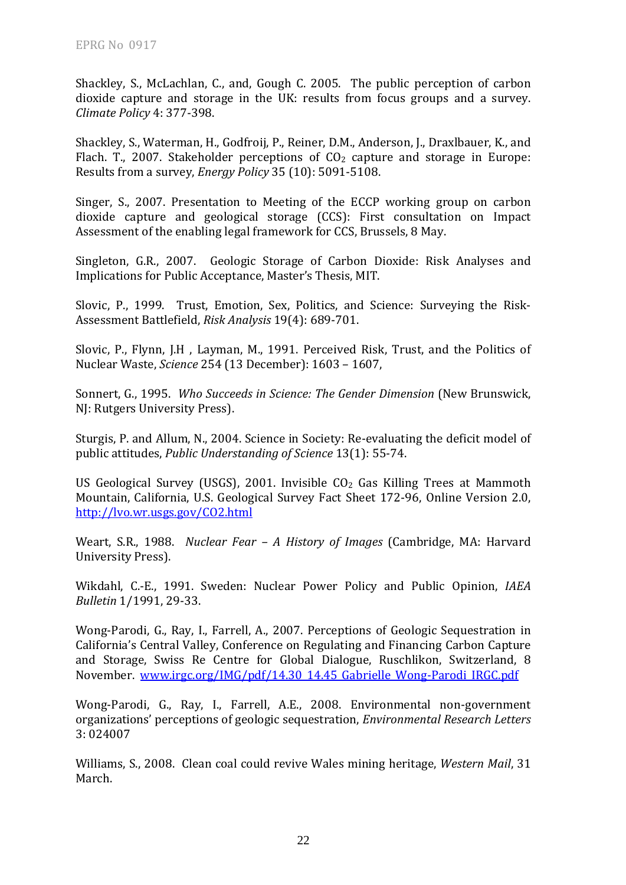Shackley, S., McLachlan, C., and, Gough C. 2005. The public perception of carbon dioxide capture and storage in the UK: results from focus groups and a survey. *Climate Policy* 4: 377-398.

Shackley, S., Waterman, H., Godfroij, P., Reiner, D.M., Anderson, J., Draxlbauer, K., and Flach. T., 2007. Stakeholder perceptions of $CO_2$ capture and storage in Europe: Results from a survey, *Energy Policy* 35 (10): 5091-5108.

Singer, S., 2007. Presentation to Meeting of the ECCP working group on carbon dioxide capture and geological storage (CCS): First consultation on Impact Assessment of the enabling legal framework for CCS, Brussels, 8 May.

Singleton, G.R., 2007. Geologic Storage of Carbon Dioxide: Risk Analyses and Implications for Public Acceptance, Master's Thesis, MIT.

Slovic, P., 1999. Trust, Emotion, Sex, Politics, and Science: Surveying the Risk-Assessment Battlefield, *Risk Analysis* 19(4): 689-701.

Slovic, P., Flynn, J.H , Layman, M., 1991. Perceived Risk, Trust, and the Politics of Nuclear Waste, *Science* 254 (13 December): 1603 – 1607,

Sonnert, G., 1995. *Who Succeeds in Science: The Gender Dimension* (New Brunswick, NJ: Rutgers University Press).

Sturgis, P. and Allum, N., 2004. Science in Society: Re-evaluating the deficit model of public attitudes, *Public Understanding of Science* 13(1): 55-74.

US Geological Survey (USGS), 2001. Invisible $CO_2$ Gas Killing Trees at Mammoth Mountain, California, U.S. Geological Survey Fact Sheet 172-96, Online Version 2.0, http://lvo.wr.usgs.gov/CO2.html

Weart, S.R., 1988. *Nuclear Fear – A History of Images* (Cambridge, MA: Harvard University Press).

Wikdahl, C.-E., 1991. Sweden: Nuclear Power Policy and Public Opinion, *IAEA Bulletin* 1/1991, 29-33.

Wong-Parodi, G., Ray, I., Farrell, A., 2007. Perceptions of Geologic Sequestration in California's Central Valley, Conference on Regulating and Financing Carbon Capture and Storage, Swiss Re Centre for Global Dialogue, Ruschlikon, Switzerland, 8 November. www.irgc.org/IMG/pdf/14.30_14.45_Gabrielle_Wong-Parodi_IRGC.pdf

Wong-Parodi, G., Ray, I., Farrell, A.E., 2008. Environmental non-government organizations' perceptions of geologic sequestration, *Environmental Research Letters* 3: 024007

Williams, S., 2008. Clean coal could revive Wales mining heritage, *Western Mail*, 31 March.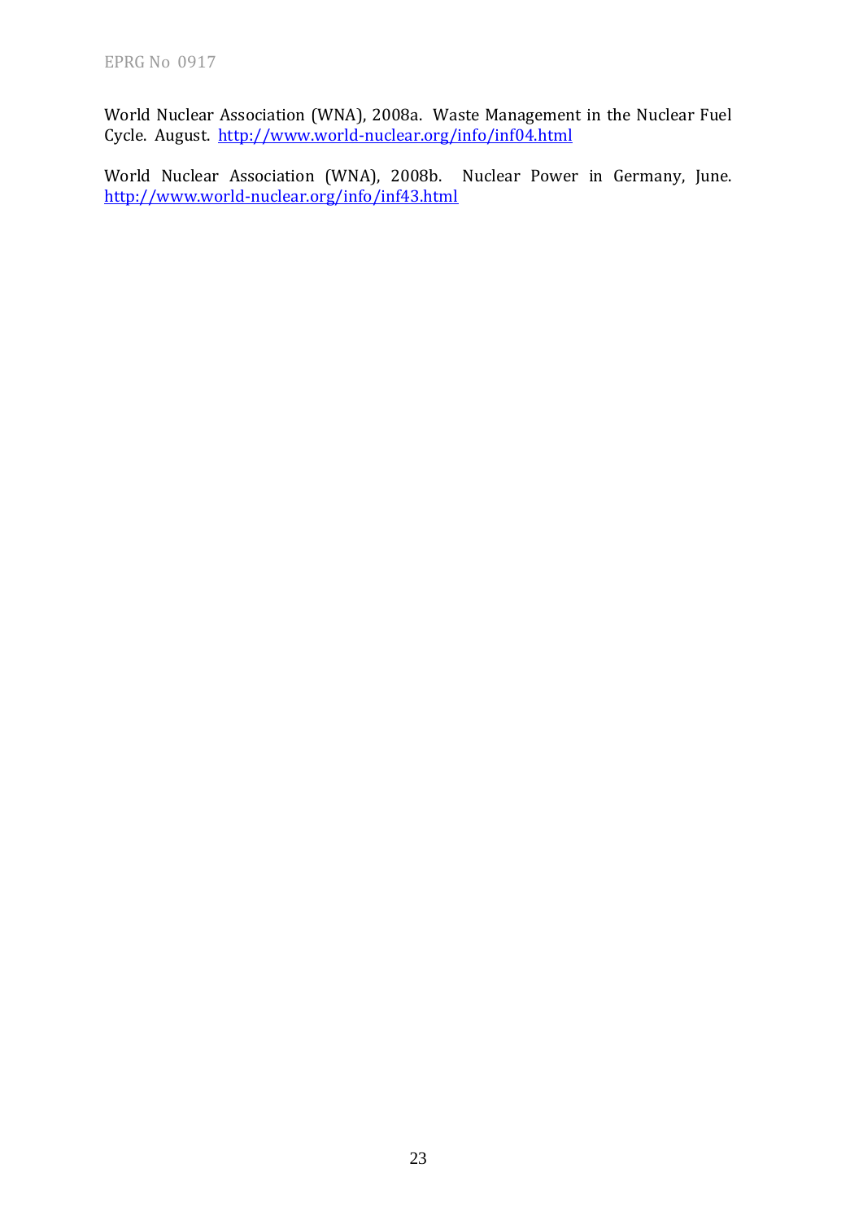World Nuclear Association (WNA), 2008a. Waste Management in the Nuclear Fuel Cycle. August. http://www.world-nuclear.org/info/inf04.html

World Nuclear Association (WNA), 2008b. Nuclear Power in Germany, June. http://www.world-nuclear.org/info/inf43.html